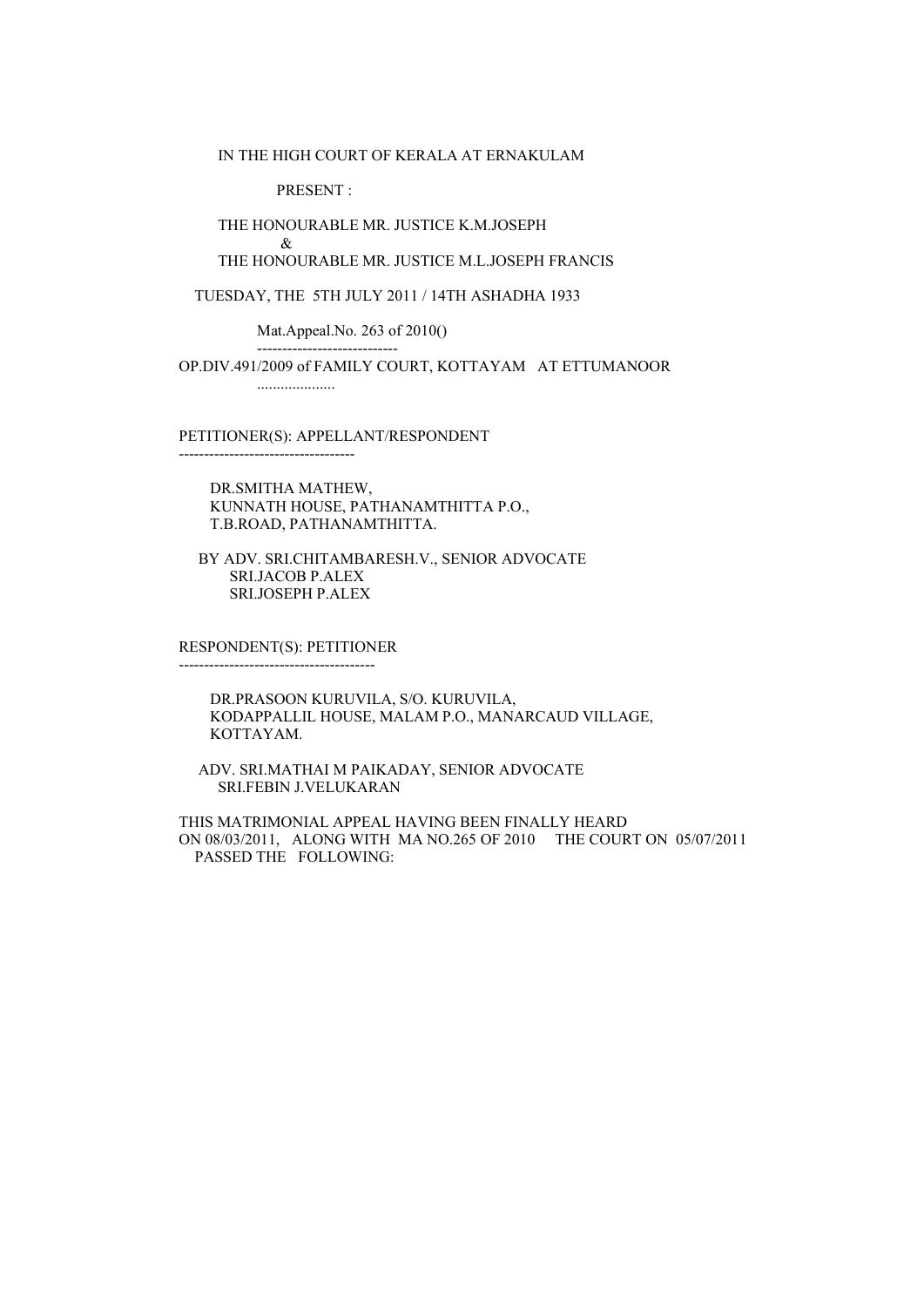IN THE HIGH COURT OF KERALA AT ERNAKULAM

PRESENT :

THE HONOURABLE MR. JUSTICE K.M.JOSEPH
&
THE HONOURABLE MR. JUSTICE M.L.JOSEPH FRANCIS

TUESDAY, THE 5TH JULY 2011 / 14TH ASHADHA 1933

Mat.Appeal.No. 263 of 2010()

---------------------------

OP.DIV.491/2009 of FAMILY COURT, KOTTAYAM AT ETTUMANOOR

....................

PETITIONER(S): APPELLANT/RESPONDENT

----------------------------------

DR.SMITHA MATHEW,
KUNNATH HOUSE, PATHANAMTHITTA P.O.,
T.B.ROAD, PATHANAMTHITTA.

BY ADV. SRI.CHITAMBARESH.V., SENIOR ADVOCATE
SRI.JACOB P.ALEX
SRI.JOSEPH P.ALEX

RESPONDENT(S): PETITIONER

--------------------------------------

DR.PRASOON KURUVILA, S/O. KURUVILA,
KODAPPALLIL HOUSE, MALAM P.O., MANARCAUD VILLAGE,
KOTTAYAM.

ADV. SRI.MATHAI M PAIKADAY, SENIOR ADVOCATE
SRI.FEBIN J.VELUKARAN

THIS MATRIMONIAL APPEAL HAVING BEEN FINALLY HEARD ON 08/03/2011, ALONG WITH MA NO.265 OF 2010 THE COURT ON 05/07/2011 PASSED THE FOLLOWING: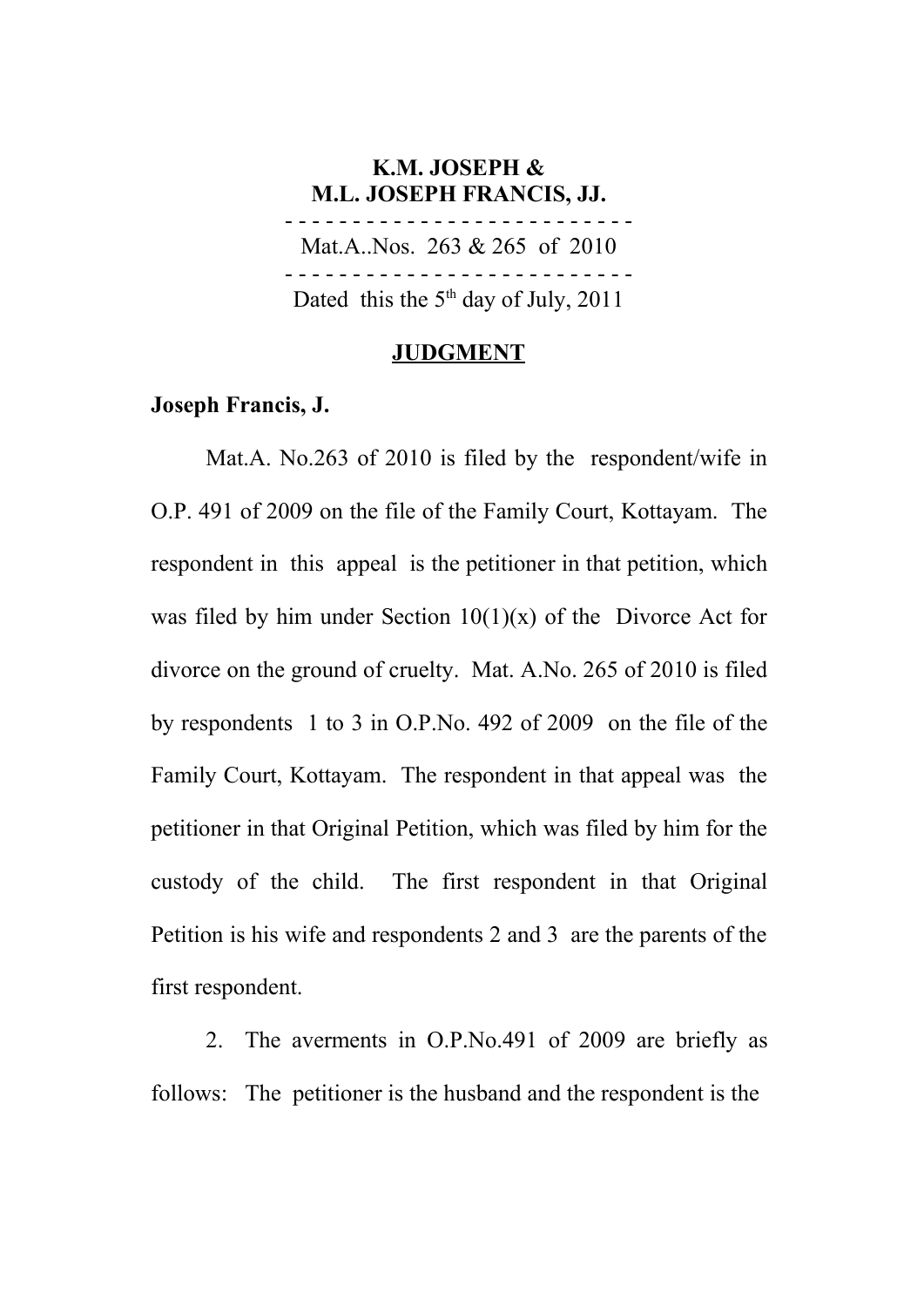**K.M. JOSEPH &**
**M.L. JOSEPH FRANCIS, JJ.**

- - - - - - - - - - - - - - - - - - - - - - - - - -

Mat.A..Nos. 263 & 265 of 2010

- - - - - - - - - - - - - - - - - - - - - - - - - -

Dated this the 5th day of July, 2011

## JUDGMENT

**Joseph Francis, J.**

Mat.A. No.263 of 2010 is filed by the respondent/wife in O.P. 491 of 2009 on the file of the Family Court, Kottayam. The respondent in this appeal is the petitioner in that petition, which was filed by him under Section 10(1)(x) of the Divorce Act for divorce on the ground of cruelty. Mat. A.No. 265 of 2010 is filed by respondents 1 to 3 in O.P.No. 492 of 2009 on the file of the Family Court, Kottayam. The respondent in that appeal was the petitioner in that Original Petition, which was filed by him for the custody of the child. The first respondent in that Original Petition is his wife and respondents 2 and 3 are the parents of the first respondent.

2. The averments in O.P.No.491 of 2009 are briefly as follows: The petitioner is the husband and the respondent is the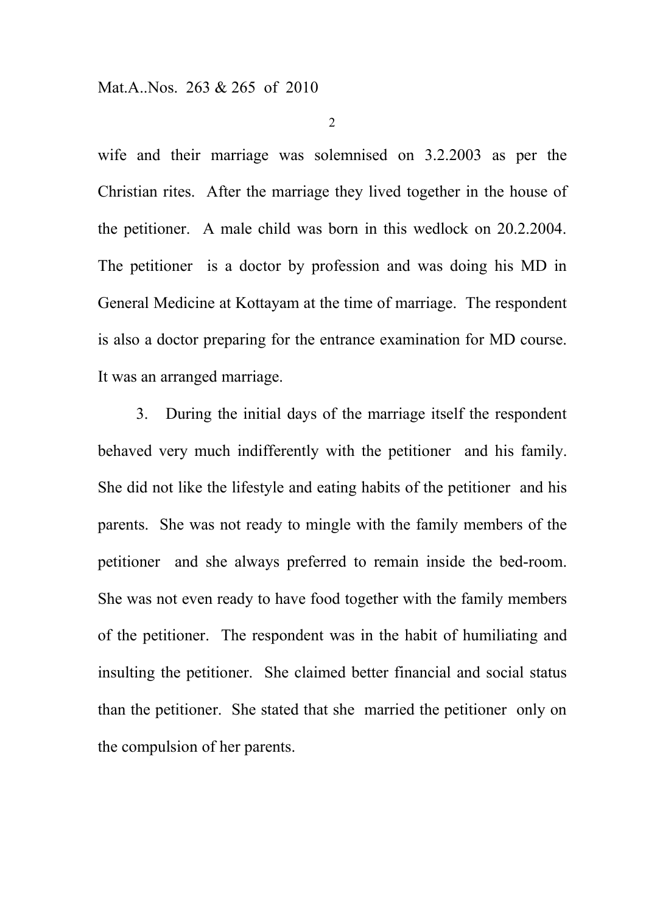wife and their marriage was solemnised on 3.2.2003 as per the Christian rites. After the marriage they lived together in the house of the petitioner. A male child was born in this wedlock on 20.2.2004. The petitioner is a doctor by profession and was doing his MD in General Medicine at Kottayam at the time of marriage. The respondent is also a doctor preparing for the entrance examination for MD course. It was an arranged marriage.

3. During the initial days of the marriage itself the respondent behaved very much indifferently with the petitioner and his family. She did not like the lifestyle and eating habits of the petitioner and his parents. She was not ready to mingle with the family members of the petitioner and she always preferred to remain inside the bed-room. She was not even ready to have food together with the family members of the petitioner. The respondent was in the habit of humiliating and insulting the petitioner. She claimed better financial and social status than the petitioner. She stated that she married the petitioner only on the compulsion of her parents.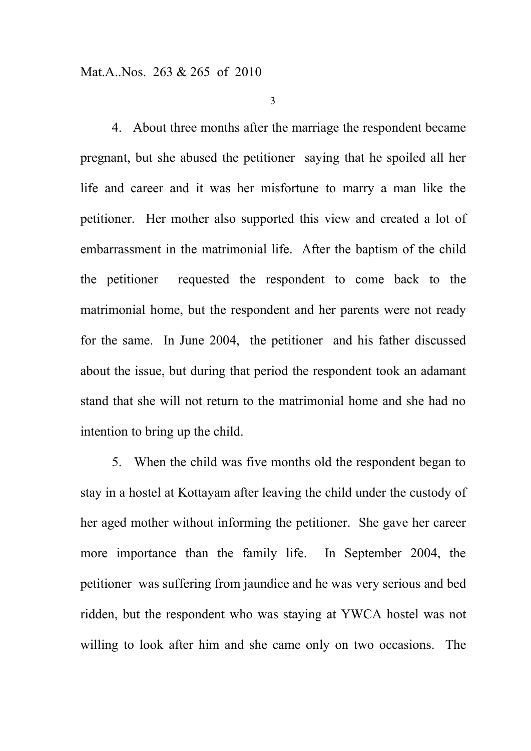4. About three months after the marriage the respondent became pregnant, but she abused the petitioner saying that he spoiled all her life and career and it was her misfortune to marry a man like the petitioner. Her mother also supported this view and created a lot of embarrassment in the matrimonial life. After the baptism of the child the petitioner requested the respondent to come back to the matrimonial home, but the respondent and her parents were not ready for the same. In June 2004, the petitioner and his father discussed about the issue, but during that period the respondent took an adamant stand that she will not return to the matrimonial home and she had no intention to bring up the child.

5. When the child was five months old the respondent began to stay in a hostel at Kottayam after leaving the child under the custody of her aged mother without informing the petitioner. She gave her career more importance than the family life. In September 2004, the petitioner was suffering from jaundice and he was very serious and bed ridden, but the respondent who was staying at YWCA hostel was not willing to look after him and she came only on two occasions. The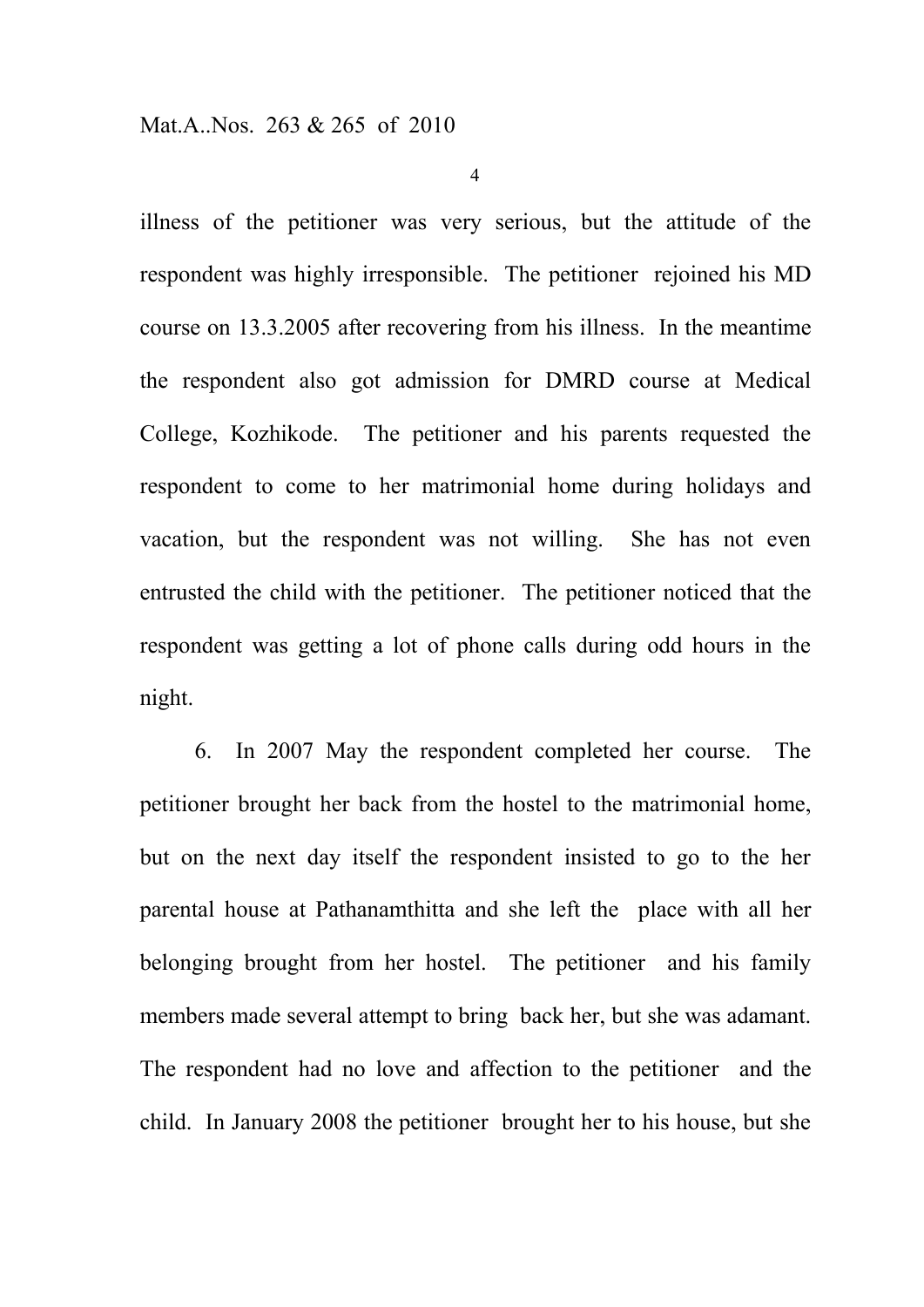illness of the petitioner was very serious, but the attitude of the respondent was highly irresponsible. The petitioner rejoined his MD course on 13.3.2005 after recovering from his illness. In the meantime the respondent also got admission for DMRD course at Medical College, Kozhikode. The petitioner and his parents requested the respondent to come to her matrimonial home during holidays and vacation, but the respondent was not willing. She has not even entrusted the child with the petitioner. The petitioner noticed that the respondent was getting a lot of phone calls during odd hours in the night.

6. In 2007 May the respondent completed her course. The petitioner brought her back from the hostel to the matrimonial home, but on the next day itself the respondent insisted to go to the her parental house at Pathanamthitta and she left the place with all her belonging brought from her hostel. The petitioner and his family members made several attempt to bring back her, but she was adamant. The respondent had no love and affection to the petitioner and the child. In January 2008 the petitioner brought her to his house, but she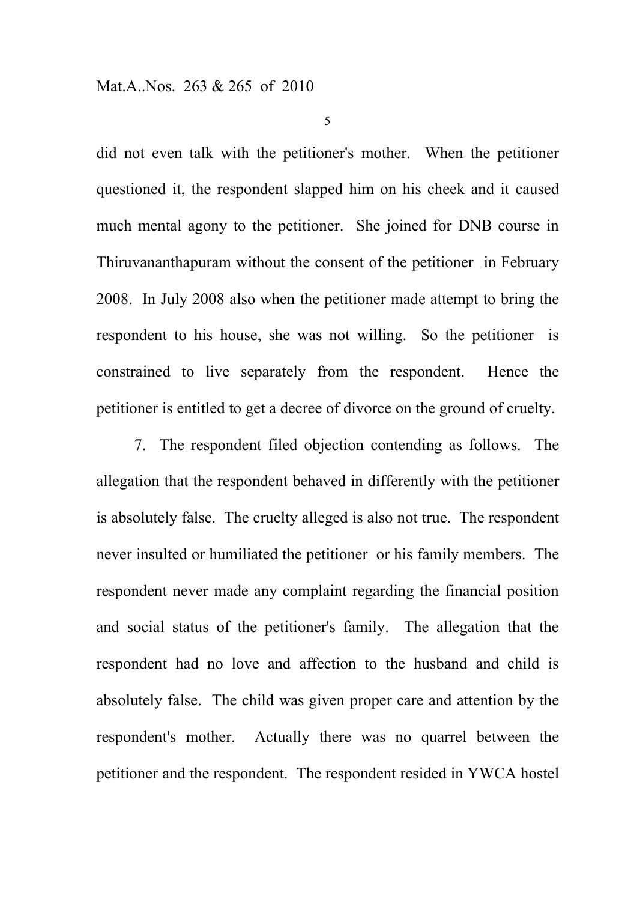did not even talk with the petitioner's mother. When the petitioner questioned it, the respondent slapped him on his cheek and it caused much mental agony to the petitioner. She joined for DNB course in Thiruvananthapuram without the consent of the petitioner in February 2008. In July 2008 also when the petitioner made attempt to bring the respondent to his house, she was not willing. So the petitioner is constrained to live separately from the respondent. Hence the petitioner is entitled to get a decree of divorce on the ground of cruelty.

7. The respondent filed objection contending as follows. The allegation that the respondent behaved in differently with the petitioner is absolutely false. The cruelty alleged is also not true. The respondent never insulted or humiliated the petitioner or his family members. The respondent never made any complaint regarding the financial position and social status of the petitioner's family. The allegation that the respondent had no love and affection to the husband and child is absolutely false. The child was given proper care and attention by the respondent's mother. Actually there was no quarrel between the petitioner and the respondent. The respondent resided in YWCA hostel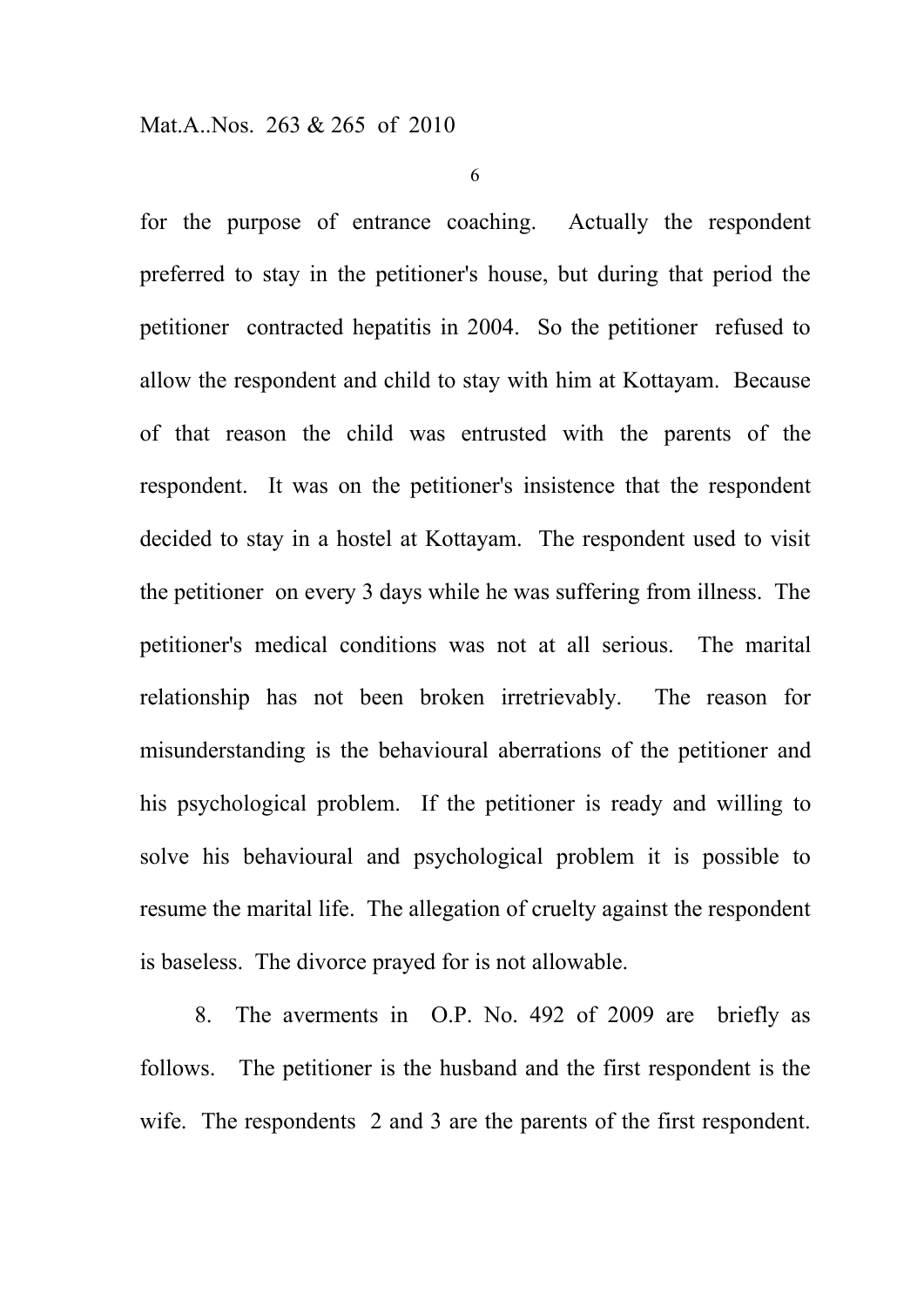for the purpose of entrance coaching. Actually the respondent preferred to stay in the petitioner's house, but during that period the petitioner contracted hepatitis in 2004. So the petitioner refused to allow the respondent and child to stay with him at Kottayam. Because of that reason the child was entrusted with the parents of the respondent. It was on the petitioner's insistence that the respondent decided to stay in a hostel at Kottayam. The respondent used to visit the petitioner on every 3 days while he was suffering from illness. The petitioner's medical conditions was not at all serious. The marital relationship has not been broken irretrievably. The reason for misunderstanding is the behavioural aberrations of the petitioner and his psychological problem. If the petitioner is ready and willing to solve his behavioural and psychological problem it is possible to resume the marital life. The allegation of cruelty against the respondent is baseless. The divorce prayed for is not allowable.

8. The averments in O.P. No. 492 of 2009 are briefly as follows. The petitioner is the husband and the first respondent is the wife. The respondents 2 and 3 are the parents of the first respondent.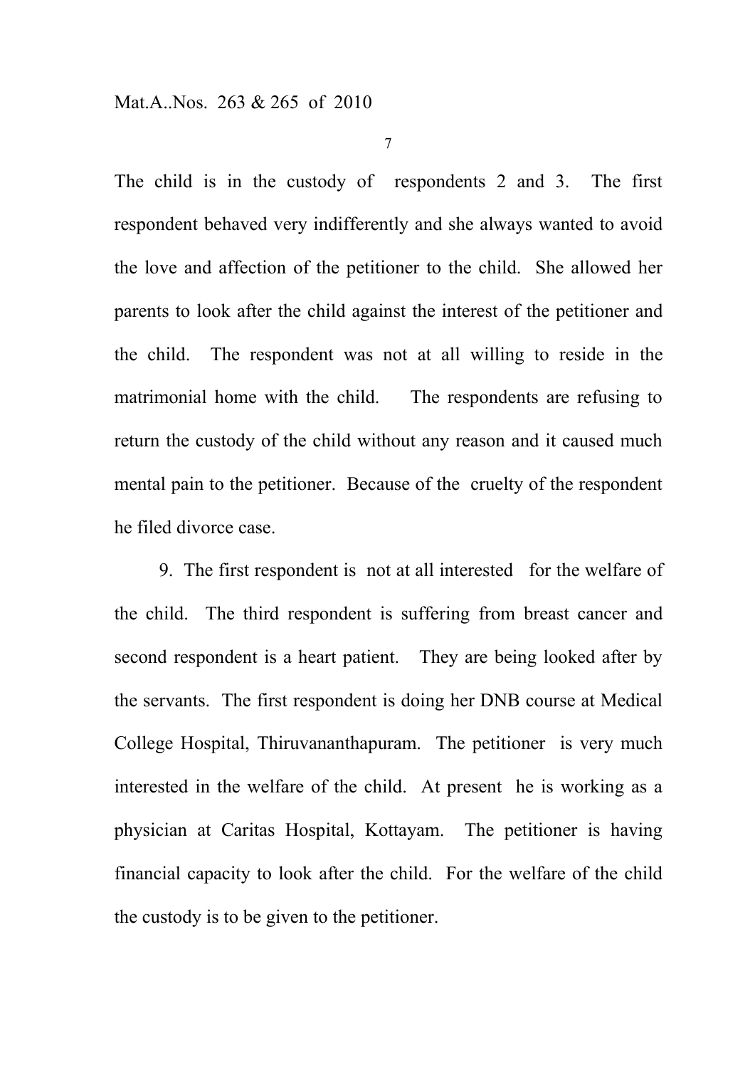The child is in the custody of respondents 2 and 3. The first respondent behaved very indifferently and she always wanted to avoid the love and affection of the petitioner to the child. She allowed her parents to look after the child against the interest of the petitioner and the child. The respondent was not at all willing to reside in the matrimonial home with the child. The respondents are refusing to return the custody of the child without any reason and it caused much mental pain to the petitioner. Because of the cruelty of the respondent he filed divorce case.

9. The first respondent is not at all interested for the welfare of the child. The third respondent is suffering from breast cancer and second respondent is a heart patient. They are being looked after by the servants. The first respondent is doing her DNB course at Medical College Hospital, Thiruvananthapuram. The petitioner is very much interested in the welfare of the child. At present he is working as a physician at Caritas Hospital, Kottayam. The petitioner is having financial capacity to look after the child. For the welfare of the child the custody is to be given to the petitioner.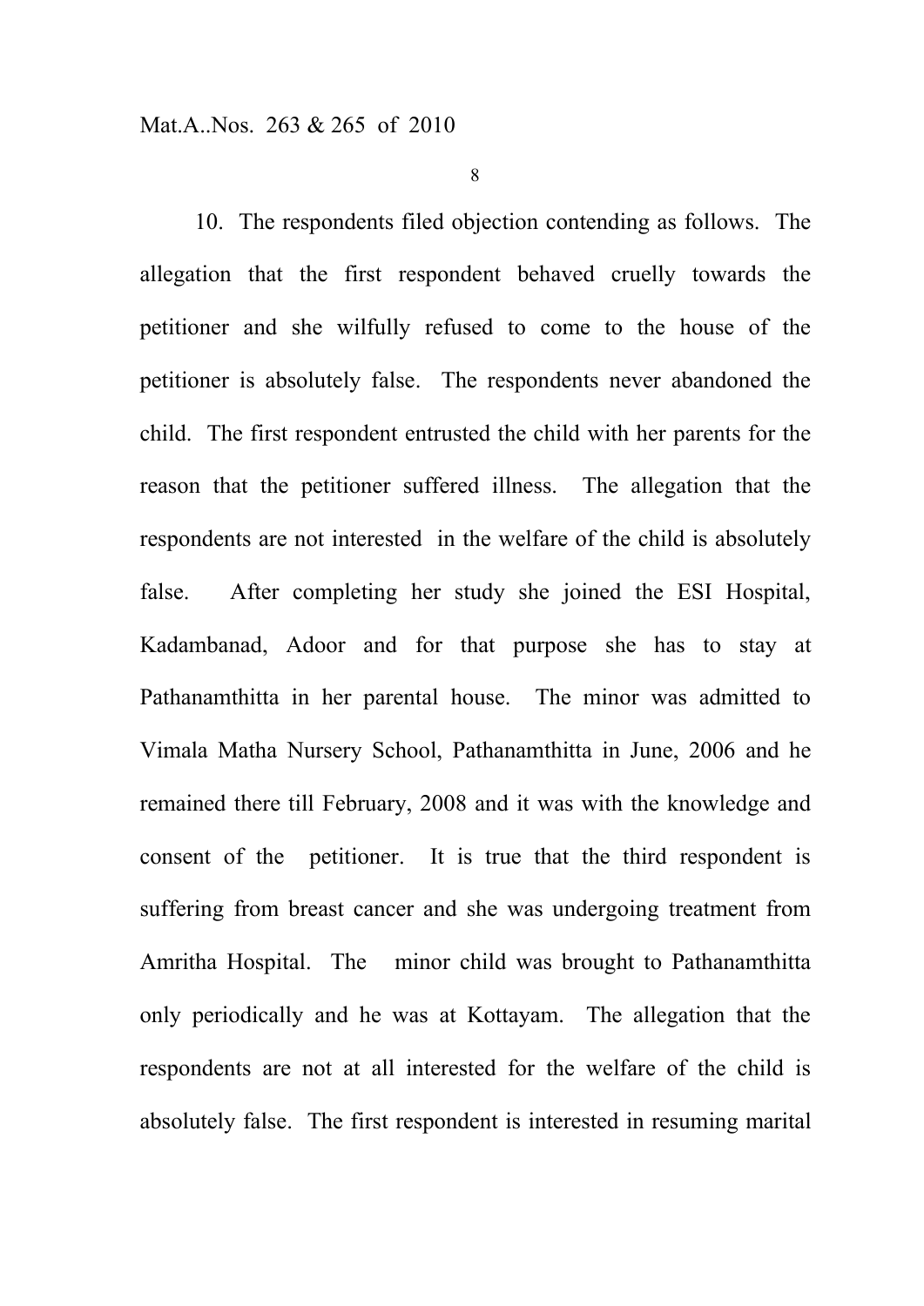10. The respondents filed objection contending as follows. The allegation that the first respondent behaved cruelly towards the petitioner and she wilfully refused to come to the house of the petitioner is absolutely false. The respondents never abandoned the child. The first respondent entrusted the child with her parents for the reason that the petitioner suffered illness. The allegation that the respondents are not interested in the welfare of the child is absolutely false. After completing her study she joined the ESI Hospital, Kadambanad, Adoor and for that purpose she has to stay at Pathanamthitta in her parental house. The minor was admitted to Vimala Matha Nursery School, Pathanamthitta in June, 2006 and he remained there till February, 2008 and it was with the knowledge and consent of the petitioner. It is true that the third respondent is suffering from breast cancer and she was undergoing treatment from Amritha Hospital. The minor child was brought to Pathanamthitta only periodically and he was at Kottayam. The allegation that the respondents are not at all interested for the welfare of the child is absolutely false. The first respondent is interested in resuming marital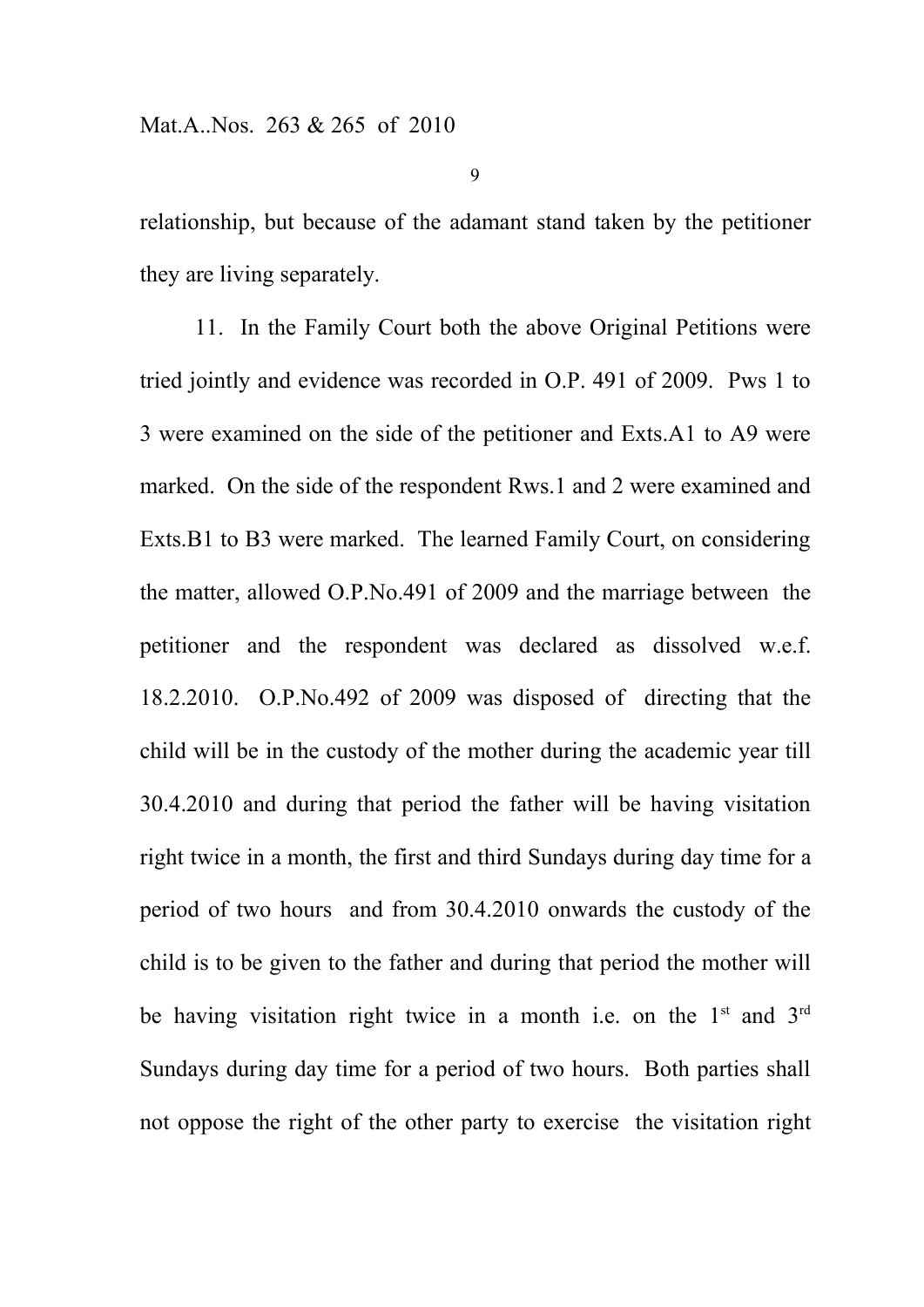relationship, but because of the adamant stand taken by the petitioner they are living separately.

11. In the Family Court both the above Original Petitions were tried jointly and evidence was recorded in O.P. 491 of 2009. Pws 1 to 3 were examined on the side of the petitioner and Exts.A1 to A9 were marked. On the side of the respondent Rws.1 and 2 were examined and Exts.B1 to B3 were marked. The learned Family Court, on considering the matter, allowed O.P.No.491 of 2009 and the marriage between the petitioner and the respondent was declared as dissolved w.e.f. 18.2.2010. O.P.No.492 of 2009 was disposed of directing that the child will be in the custody of the mother during the academic year till 30.4.2010 and during that period the father will be having visitation right twice in a month, the first and third Sundays during day time for a period of two hours and from 30.4.2010 onwards the custody of the child is to be given to the father and during that period the mother will be having visitation right twice in a month i.e. on the 1st and 3rd Sundays during day time for a period of two hours. Both parties shall not oppose the right of the other party to exercise the visitation right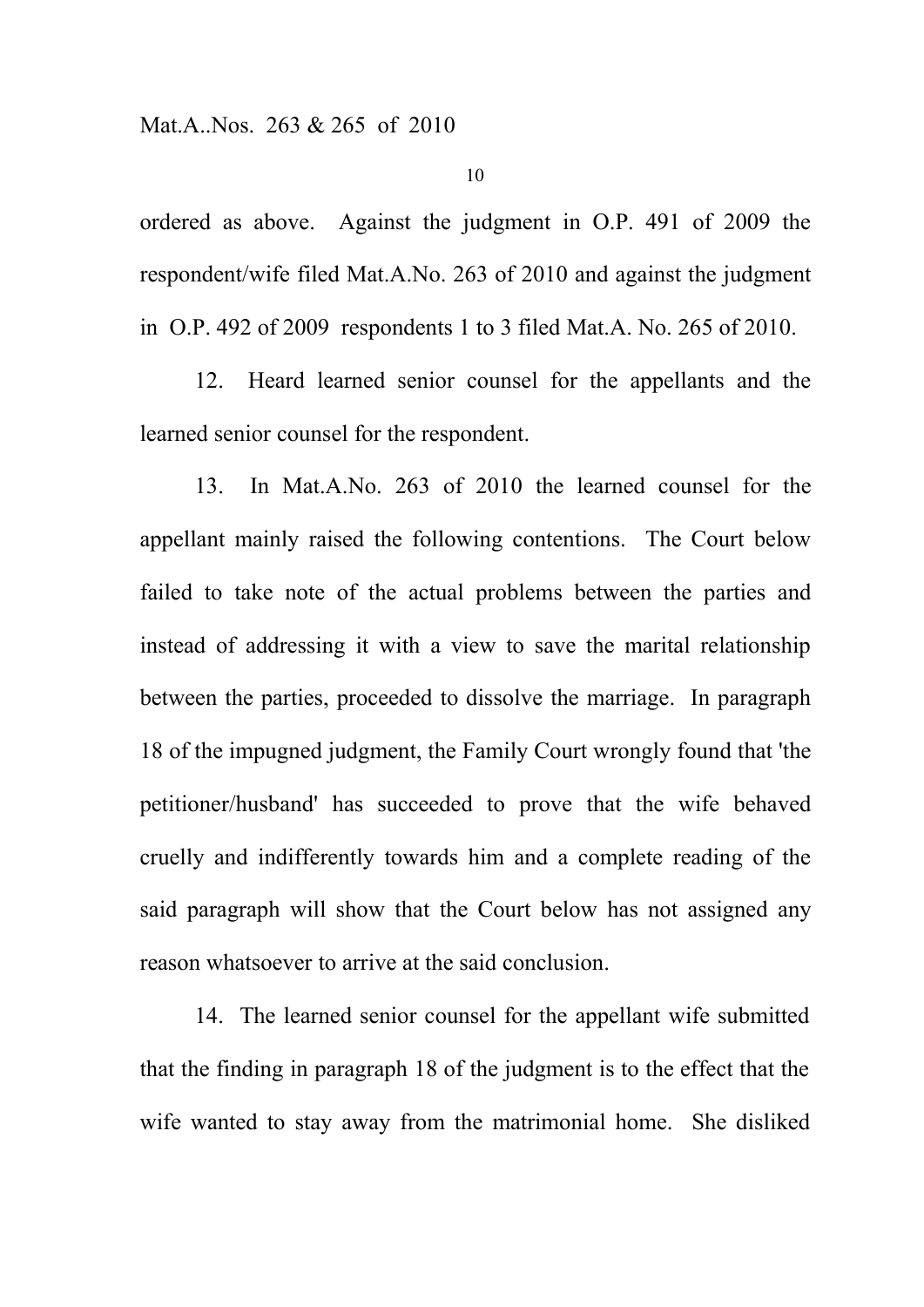ordered as above. Against the judgment in O.P. 491 of 2009 the respondent/wife filed Mat.A.No. 263 of 2010 and against the judgment in O.P. 492 of 2009 respondents 1 to 3 filed Mat.A. No. 265 of 2010.

12. Heard learned senior counsel for the appellants and the learned senior counsel for the respondent.

13. In Mat.A.No. 263 of 2010 the learned counsel for the appellant mainly raised the following contentions. The Court below failed to take note of the actual problems between the parties and instead of addressing it with a view to save the marital relationship between the parties, proceeded to dissolve the marriage. In paragraph 18 of the impugned judgment, the Family Court wrongly found that 'the petitioner/husband' has succeeded to prove that the wife behaved cruelly and indifferently towards him and a complete reading of the said paragraph will show that the Court below has not assigned any reason whatsoever to arrive at the said conclusion.

14. The learned senior counsel for the appellant wife submitted that the finding in paragraph 18 of the judgment is to the effect that the wife wanted to stay away from the matrimonial home. She disliked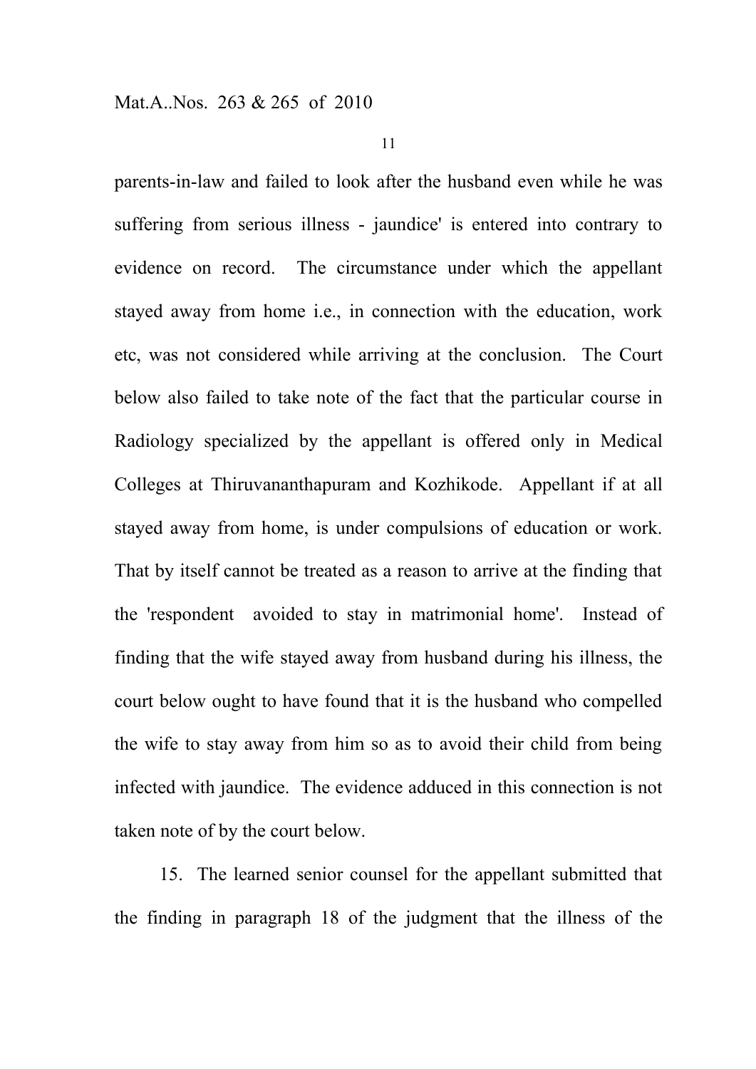parents-in-law and failed to look after the husband even while he was suffering from serious illness - jaundice' is entered into contrary to evidence on record. The circumstance under which the appellant stayed away from home i.e., in connection with the education, work etc, was not considered while arriving at the conclusion. The Court below also failed to take note of the fact that the particular course in Radiology specialized by the appellant is offered only in Medical Colleges at Thiruvananthapuram and Kozhikode. Appellant if at all stayed away from home, is under compulsions of education or work. That by itself cannot be treated as a reason to arrive at the finding that the 'respondent avoided to stay in matrimonial home'. Instead of finding that the wife stayed away from husband during his illness, the court below ought to have found that it is the husband who compelled the wife to stay away from him so as to avoid their child from being infected with jaundice. The evidence adduced in this connection is not taken note of by the court below.

15. The learned senior counsel for the appellant submitted that the finding in paragraph 18 of the judgment that the illness of the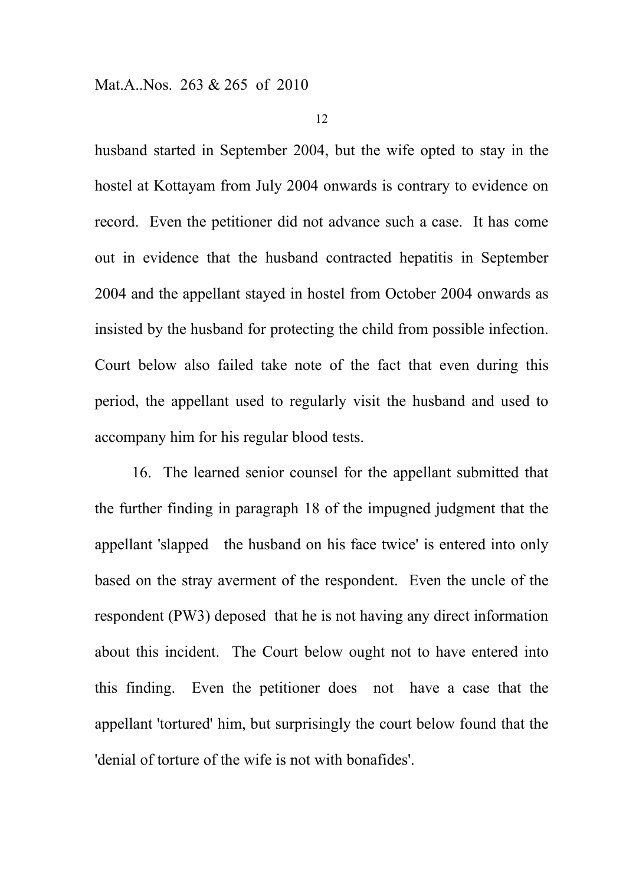husband started in September 2004, but the wife opted to stay in the hostel at Kottayam from July 2004 onwards is contrary to evidence on record. Even the petitioner did not advance such a case. It has come out in evidence that the husband contracted hepatitis in September 2004 and the appellant stayed in hostel from October 2004 onwards as insisted by the husband for protecting the child from possible infection. Court below also failed take note of the fact that even during this period, the appellant used to regularly visit the husband and used to accompany him for his regular blood tests.

16. The learned senior counsel for the appellant submitted that the further finding in paragraph 18 of the impugned judgment that the appellant 'slapped the husband on his face twice' is entered into only based on the stray averment of the respondent. Even the uncle of the respondent (PW3) deposed that he is not having any direct information about this incident. The Court below ought not to have entered into this finding. Even the petitioner does not have a case that the appellant 'tortured' him, but surprisingly the court below found that the 'denial of torture of the wife is not with bonafides'.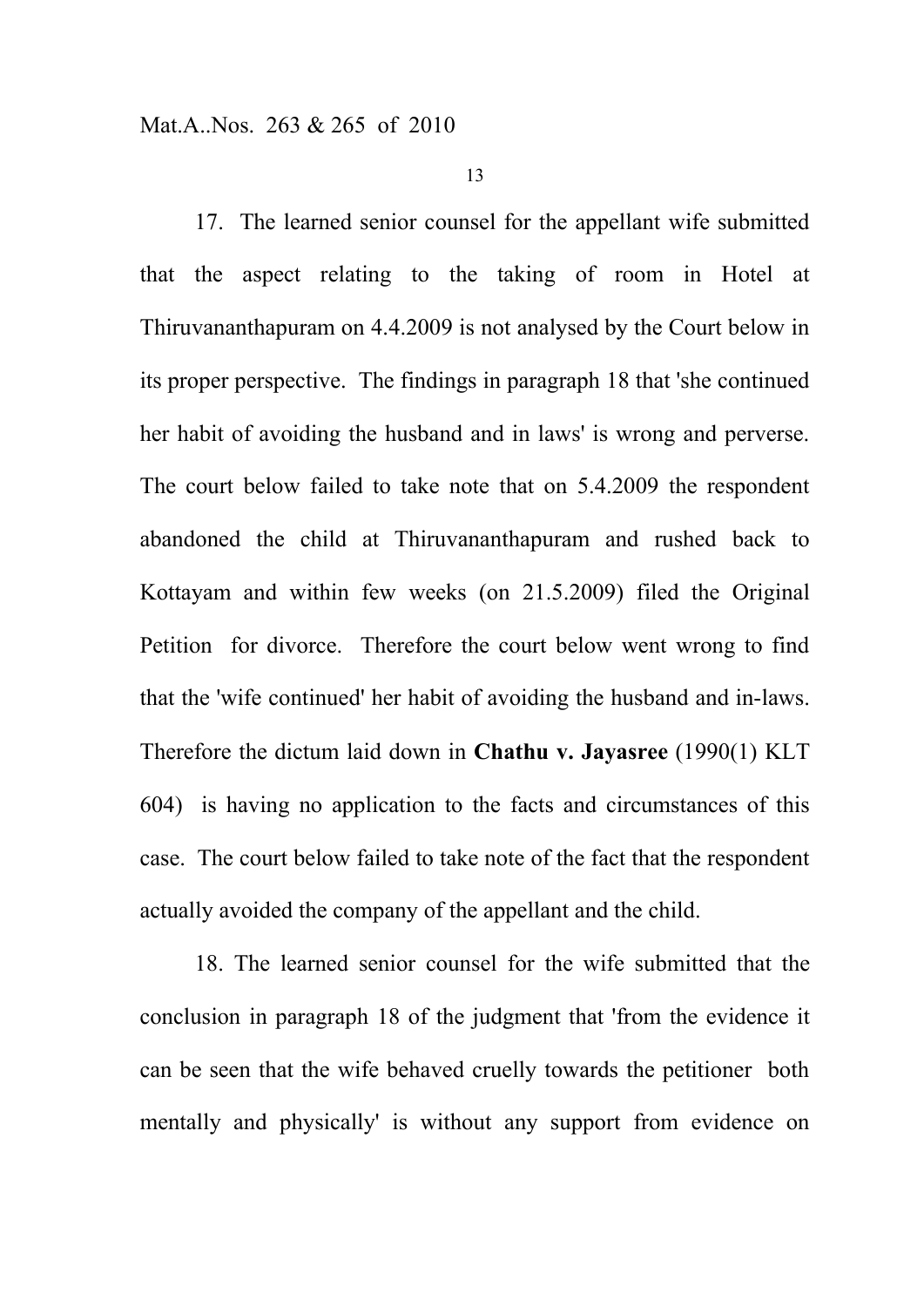17. The learned senior counsel for the appellant wife submitted that the aspect relating to the taking of room in Hotel at Thiruvananthapuram on 4.4.2009 is not analysed by the Court below in its proper perspective. The findings in paragraph 18 that 'she continued her habit of avoiding the husband and in laws' is wrong and perverse. The court below failed to take note that on 5.4.2009 the respondent abandoned the child at Thiruvananthapuram and rushed back to Kottayam and within few weeks (on 21.5.2009) filed the Original Petition for divorce. Therefore the court below went wrong to find that the 'wife continued' her habit of avoiding the husband and in-laws. Therefore the dictum laid down in **Chathu v. Jayasree** (1990(1) KLT 604) is having no application to the facts and circumstances of this case. The court below failed to take note of the fact that the respondent actually avoided the company of the appellant and the child.

18. The learned senior counsel for the wife submitted that the conclusion in paragraph 18 of the judgment that 'from the evidence it can be seen that the wife behaved cruelly towards the petitioner both mentally and physically' is without any support from evidence on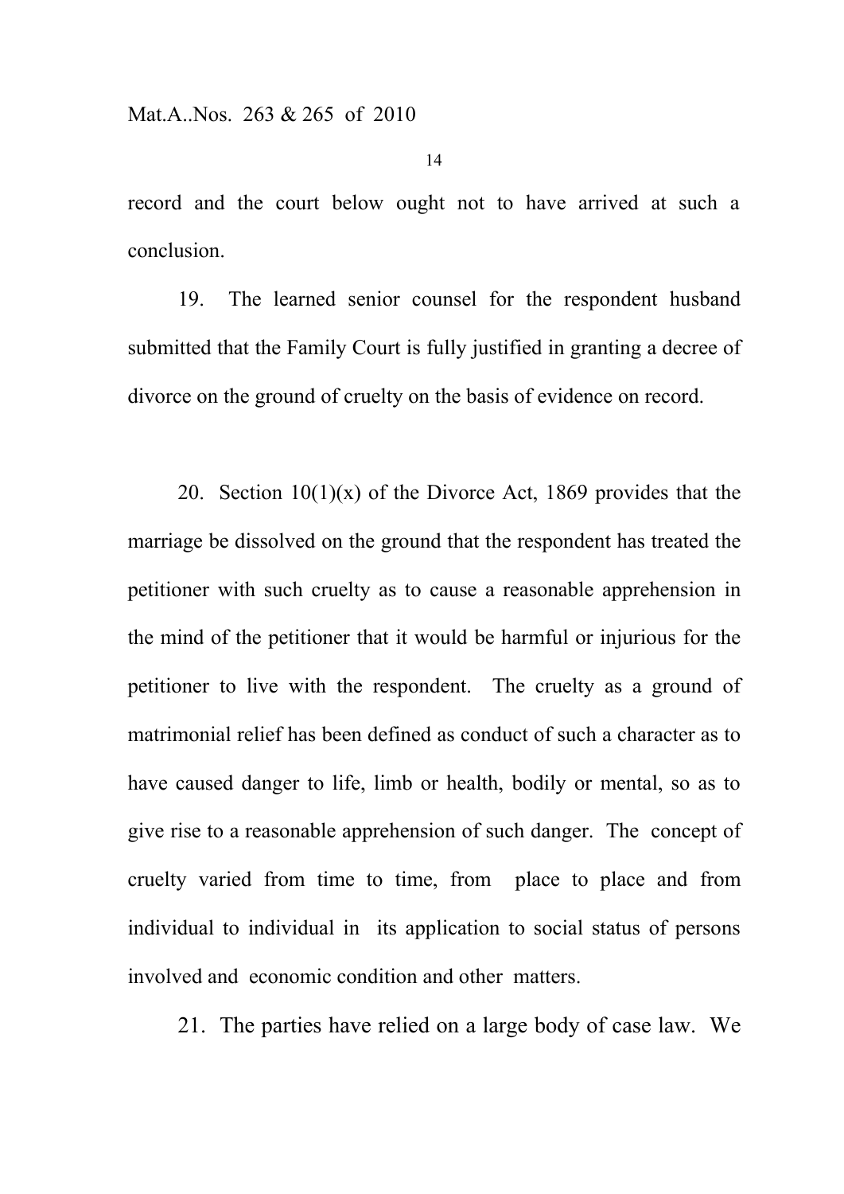record and the court below ought not to have arrived at such a conclusion.

19. The learned senior counsel for the respondent husband submitted that the Family Court is fully justified in granting a decree of divorce on the ground of cruelty on the basis of evidence on record.

20. Section 10(1)(x) of the Divorce Act, 1869 provides that the marriage be dissolved on the ground that the respondent has treated the petitioner with such cruelty as to cause a reasonable apprehension in the mind of the petitioner that it would be harmful or injurious for the petitioner to live with the respondent. The cruelty as a ground of matrimonial relief has been defined as conduct of such a character as to have caused danger to life, limb or health, bodily or mental, so as to give rise to a reasonable apprehension of such danger. The concept of cruelty varied from time to time, from place to place and from individual to individual in its application to social status of persons involved and economic condition and other matters.

21. The parties have relied on a large body of case law. We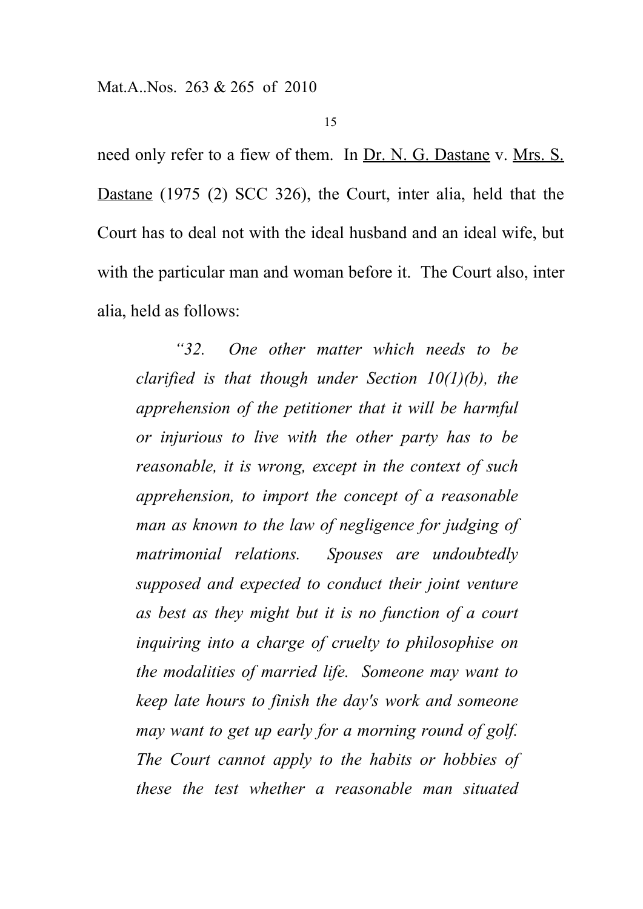need only refer to a fiew of them. In Dr. N. G. Dastane v. Mrs. S. Dastane (1975 (2) SCC 326), the Court, inter alia, held that the Court has to deal not with the ideal husband and an ideal wife, but with the particular man and woman before it. The Court also, inter alia, held as follows:

> *"32. One other matter which needs to be clarified is that though under Section 10(1)(b), the apprehension of the petitioner that it will be harmful or injurious to live with the other party has to be reasonable, it is wrong, except in the context of such apprehension, to import the concept of a reasonable man as known to the law of negligence for judging of matrimonial relations. Spouses are undoubtedly supposed and expected to conduct their joint venture as best as they might but it is no function of a court inquiring into a charge of cruelty to philosophise on the modalities of married life. Someone may want to keep late hours to finish the day's work and someone may want to get up early for a morning round of golf. The Court cannot apply to the habits or hobbies of these the test whether a reasonable man situated*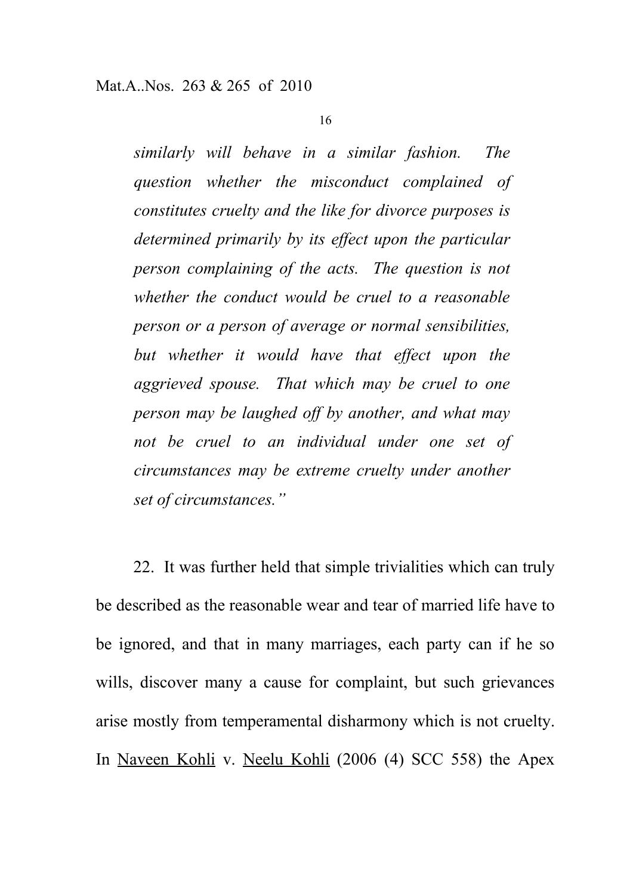*similarly will behave in a similar fashion. The question whether the misconduct complained of constitutes cruelty and the like for divorce purposes is determined primarily by its effect upon the particular person complaining of the acts. The question is not whether the conduct would be cruel to a reasonable person or a person of average or normal sensibilities, but whether it would have that effect upon the aggrieved spouse. That which may be cruel to one person may be laughed off by another, and what may not be cruel to an individual under one set of circumstances may be extreme cruelty under another set of circumstances."*

22. It was further held that simple trivialities which can truly be described as the reasonable wear and tear of married life have to be ignored, and that in many marriages, each party can if he so wills, discover many a cause for complaint, but such grievances arise mostly from temperamental disharmony which is not cruelty. In Naveen Kohli v. Neelu Kohli (2006 (4) SCC 558) the Apex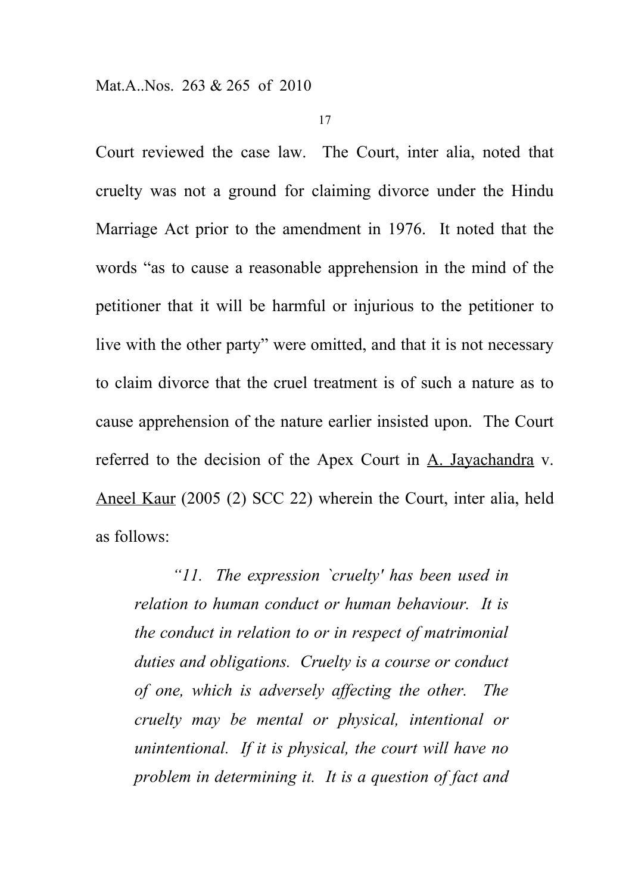Court reviewed the case law. The Court, inter alia, noted that cruelty was not a ground for claiming divorce under the Hindu Marriage Act prior to the amendment in 1976. It noted that the words "as to cause a reasonable apprehension in the mind of the petitioner that it will be harmful or injurious to the petitioner to live with the other party" were omitted, and that it is not necessary to claim divorce that the cruel treatment is of such a nature as to cause apprehension of the nature earlier insisted upon. The Court referred to the decision of the Apex Court in A. Jayachandra v. Aneel Kaur (2005 (2) SCC 22) wherein the Court, inter alia, held as follows:

> *"11. The expression `cruelty' has been used in relation to human conduct or human behaviour. It is the conduct in relation to or in respect of matrimonial duties and obligations. Cruelty is a course or conduct of one, which is adversely affecting the other. The cruelty may be mental or physical, intentional or unintentional. If it is physical, the court will have no problem in determining it. It is a question of fact and*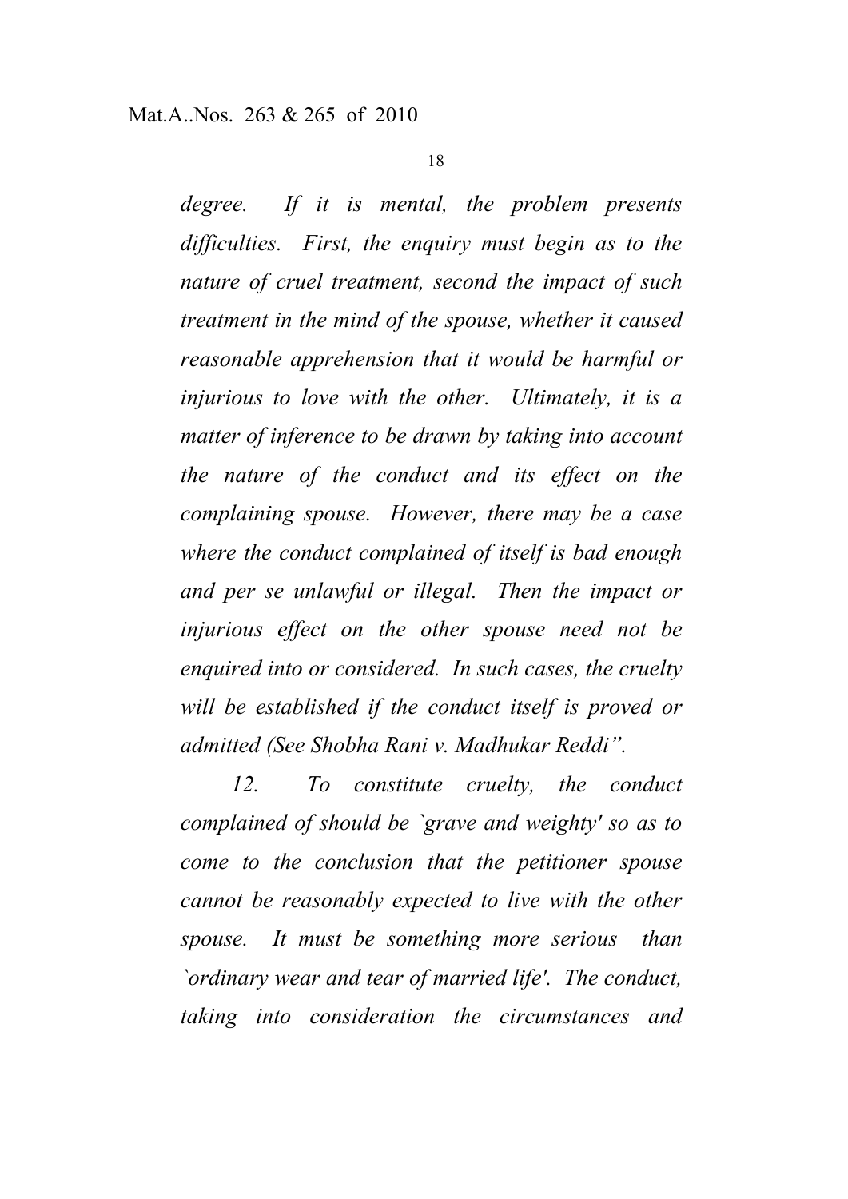*degree. If it is mental, the problem presents difficulties. First, the enquiry must begin as to the nature of cruel treatment, second the impact of such treatment in the mind of the spouse, whether it caused reasonable apprehension that it would be harmful or injurious to love with the other. Ultimately, it is a matter of inference to be drawn by taking into account the nature of the conduct and its effect on the complaining spouse. However, there may be a case where the conduct complained of itself is bad enough and per se unlawful or illegal. Then the impact or injurious effect on the other spouse need not be enquired into or considered. In such cases, the cruelty will be established if the conduct itself is proved or admitted (See Shobha Rani v. Madhukar Reddi".*

*12. To constitute cruelty, the conduct complained of should be `grave and weighty' so as to come to the conclusion that the petitioner spouse cannot be reasonably expected to live with the other spouse. It must be something more serious than `ordinary wear and tear of married life'. The conduct, taking into consideration the circumstances and*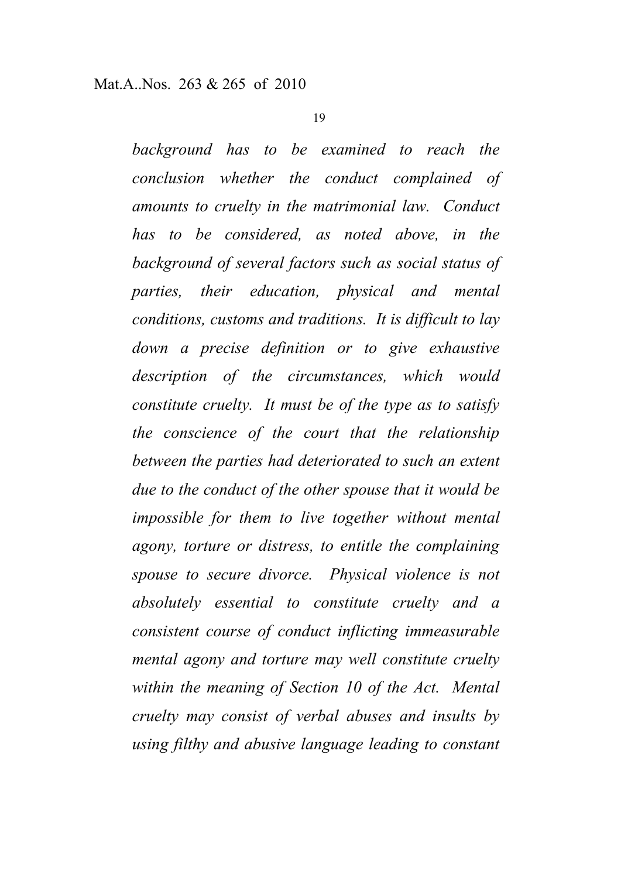*background has to be examined to reach the conclusion whether the conduct complained of amounts to cruelty in the matrimonial law. Conduct has to be considered, as noted above, in the background of several factors such as social status of parties, their education, physical and mental conditions, customs and traditions. It is difficult to lay down a precise definition or to give exhaustive description of the circumstances, which would constitute cruelty. It must be of the type as to satisfy the conscience of the court that the relationship between the parties had deteriorated to such an extent due to the conduct of the other spouse that it would be impossible for them to live together without mental agony, torture or distress, to entitle the complaining spouse to secure divorce. Physical violence is not absolutely essential to constitute cruelty and a consistent course of conduct inflicting immeasurable mental agony and torture may well constitute cruelty within the meaning of Section 10 of the Act. Mental cruelty may consist of verbal abuses and insults by using filthy and abusive language leading to constant*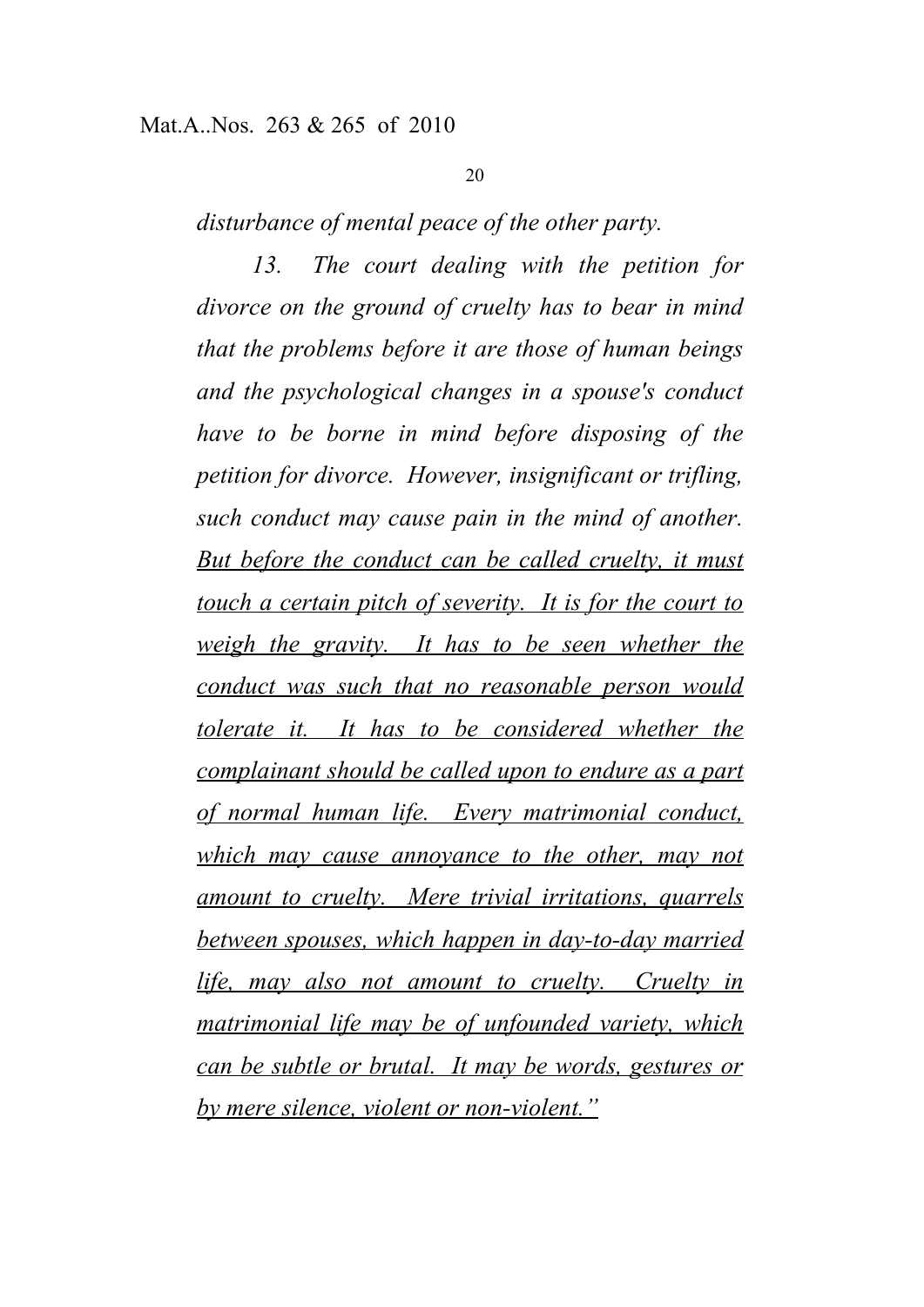*disturbance of mental peace of the other party.*

*13. The court dealing with the petition for divorce on the ground of cruelty has to bear in mind that the problems before it are those of human beings and the psychological changes in a spouse's conduct have to be borne in mind before disposing of the petition for divorce. However, insignificant or trifling, such conduct may cause pain in the mind of another. <u>But before the conduct can be called cruelty, it must touch a certain pitch of severity. It is for the court to weigh the gravity. It has to be seen whether the conduct was such that no reasonable person would tolerate it. It has to be considered whether the complainant should be called upon to endure as a part of normal human life. Every matrimonial conduct, which may cause annoyance to the other, may not amount to cruelty. Mere trivial irritations, quarrels between spouses, which happen in day-to-day married life, may also not amount to cruelty. Cruelty in matrimonial life may be of unfounded variety, which can be subtle or brutal. It may be words, gestures or by mere silence, violent or non-violent."</u>*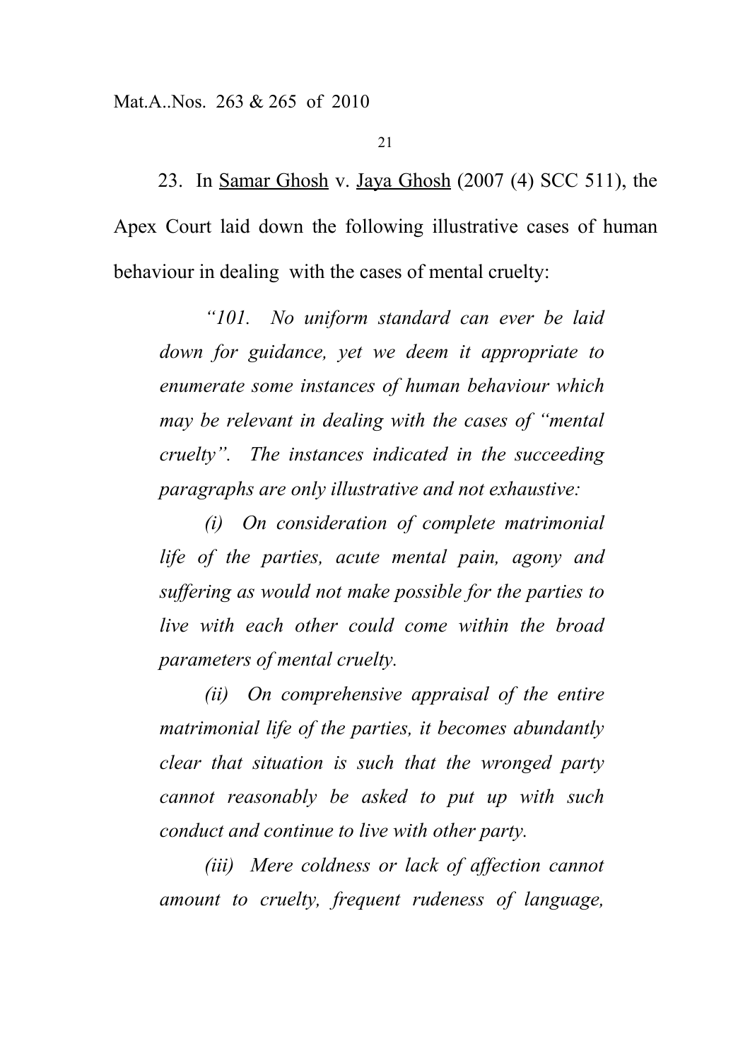23. In Samar Ghosh v. Jaya Ghosh (2007 (4) SCC 511), the Apex Court laid down the following illustrative cases of human behaviour in dealing with the cases of mental cruelty:

> *"101. No uniform standard can ever be laid down for guidance, yet we deem it appropriate to enumerate some instances of human behaviour which may be relevant in dealing with the cases of "mental cruelty". The instances indicated in the succeeding paragraphs are only illustrative and not exhaustive:*
>
> *(i) On consideration of complete matrimonial life of the parties, acute mental pain, agony and suffering as would not make possible for the parties to live with each other could come within the broad parameters of mental cruelty.*
>
> *(ii) On comprehensive appraisal of the entire matrimonial life of the parties, it becomes abundantly clear that situation is such that the wronged party cannot reasonably be asked to put up with such conduct and continue to live with other party.*
>
> *(iii) Mere coldness or lack of affection cannot amount to cruelty, frequent rudeness of language,*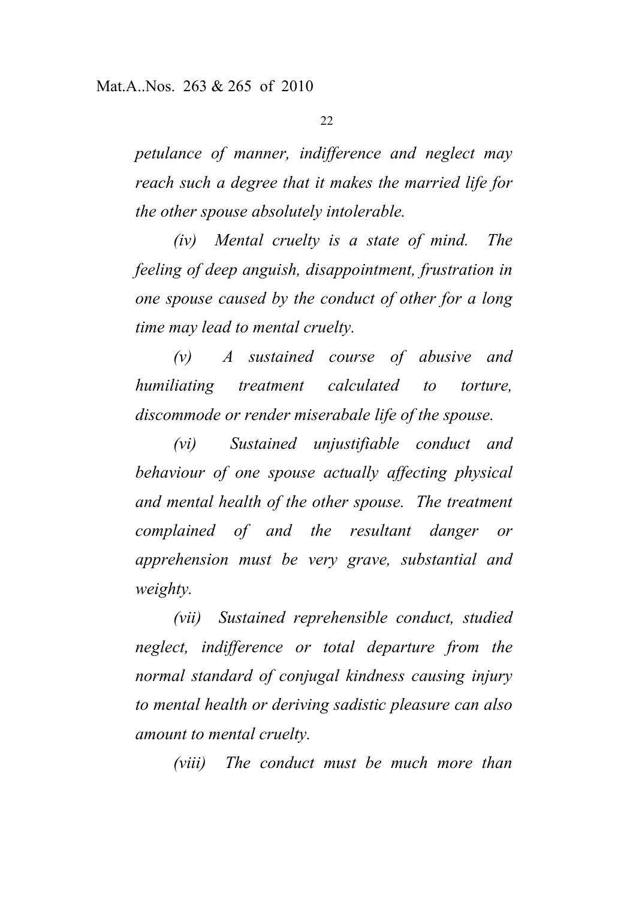*petulance of manner, indifference and neglect may reach such a degree that it makes the married life for the other spouse absolutely intolerable.*

*(iv) Mental cruelty is a state of mind. The feeling of deep anguish, disappointment, frustration in one spouse caused by the conduct of other for a long time may lead to mental cruelty.*

*(v) A sustained course of abusive and humiliating treatment calculated to torture, discommode or render miserabale life of the spouse.*

*(vi) Sustained unjustifiable conduct and behaviour of one spouse actually affecting physical and mental health of the other spouse. The treatment complained of and the resultant danger or apprehension must be very grave, substantial and weighty.*

*(vii) Sustained reprehensible conduct, studied neglect, indifference or total departure from the normal standard of conjugal kindness causing injury to mental health or deriving sadistic pleasure can also amount to mental cruelty.*

*(viii) The conduct must be much more than*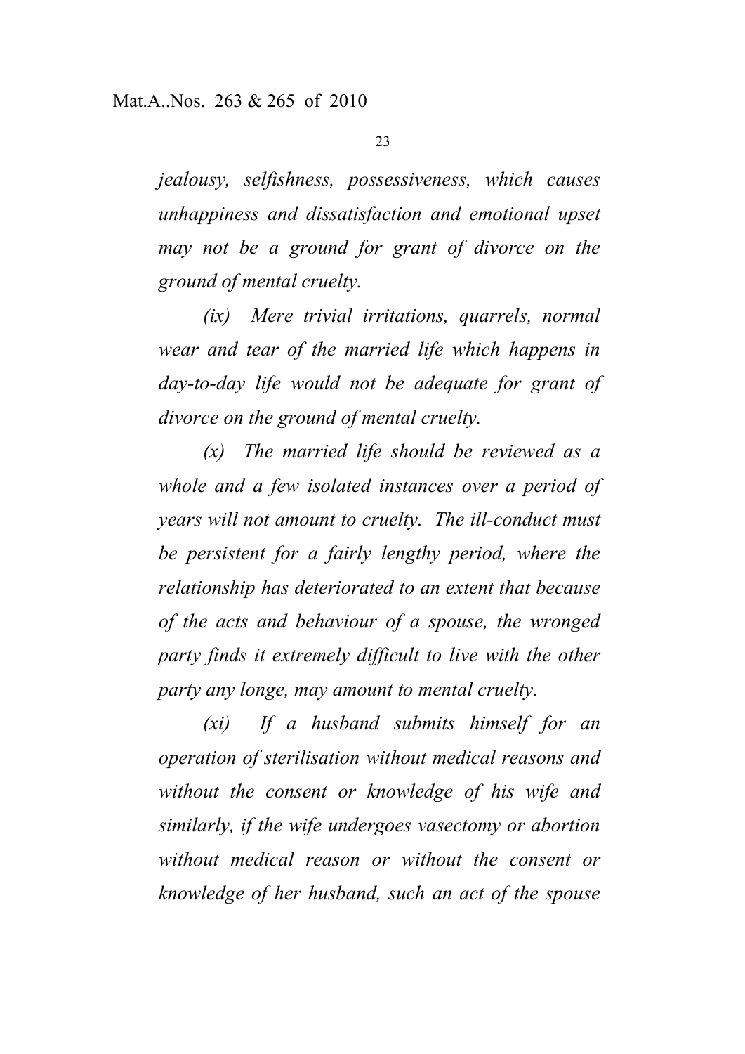*jealousy, selfishness, possessiveness, which causes unhappiness and dissatisfaction and emotional upset may not be a ground for grant of divorce on the ground of mental cruelty.*

*(ix) Mere trivial irritations, quarrels, normal wear and tear of the married life which happens in day-to-day life would not be adequate for grant of divorce on the ground of mental cruelty.*

*(x) The married life should be reviewed as a whole and a few isolated instances over a period of years will not amount to cruelty. The ill-conduct must be persistent for a fairly lengthy period, where the relationship has deteriorated to an extent that because of the acts and behaviour of a spouse, the wronged party finds it extremely difficult to live with the other party any longe, may amount to mental cruelty.*

*(xi) If a husband submits himself for an operation of sterilisation without medical reasons and without the consent or knowledge of his wife and similarly, if the wife undergoes vasectomy or abortion without medical reason or without the consent or knowledge of her husband, such an act of the spouse*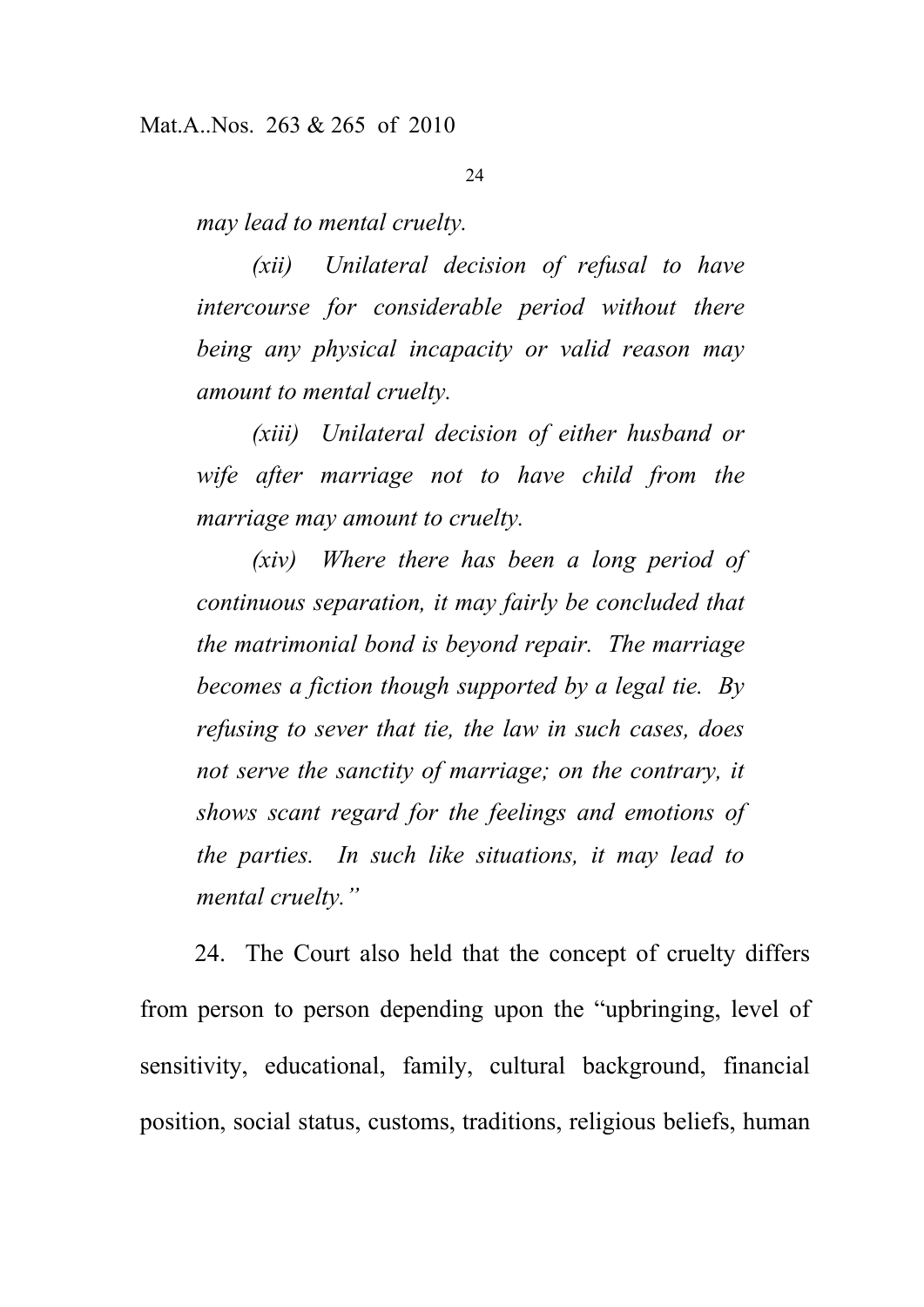*may lead to mental cruelty.*

*(xii) Unilateral decision of refusal to have intercourse for considerable period without there being any physical incapacity or valid reason may amount to mental cruelty.*

*(xiii) Unilateral decision of either husband or wife after marriage not to have child from the marriage may amount to cruelty.*

*(xiv) Where there has been a long period of continuous separation, it may fairly be concluded that the matrimonial bond is beyond repair. The marriage becomes a fiction though supported by a legal tie. By refusing to sever that tie, the law in such cases, does not serve the sanctity of marriage; on the contrary, it shows scant regard for the feelings and emotions of the parties. In such like situations, it may lead to mental cruelty."*

24. The Court also held that the concept of cruelty differs from person to person depending upon the "upbringing, level of sensitivity, educational, family, cultural background, financial position, social status, customs, traditions, religious beliefs, human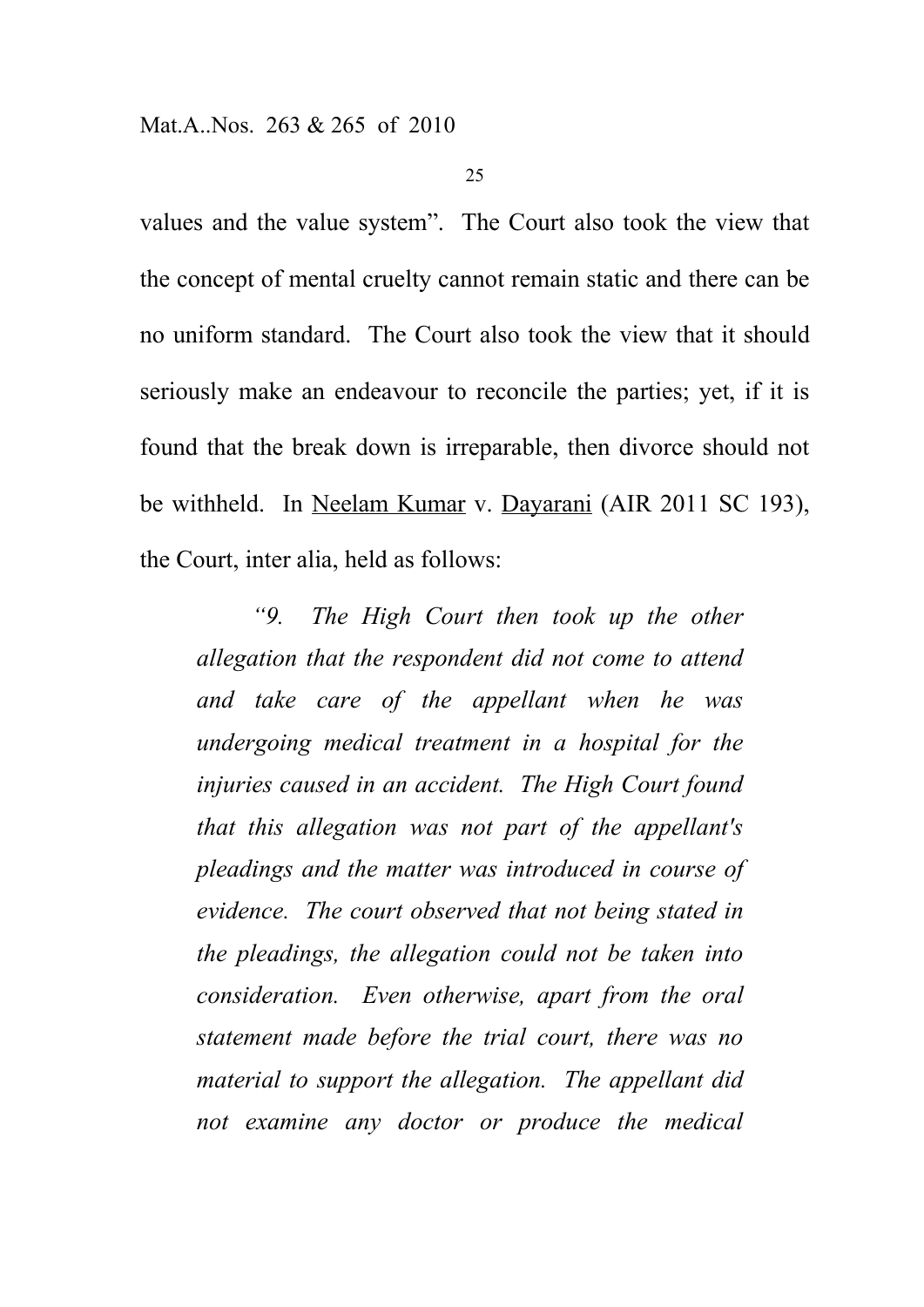values and the value system". The Court also took the view that the concept of mental cruelty cannot remain static and there can be no uniform standard. The Court also took the view that it should seriously make an endeavour to reconcile the parties; yet, if it is found that the break down is irreparable, then divorce should not be withheld. In Neelam Kumar v. Dayarani (AIR 2011 SC 193), the Court, inter alia, held as follows:

> *"9. The High Court then took up the other allegation that the respondent did not come to attend and take care of the appellant when he was undergoing medical treatment in a hospital for the injuries caused in an accident. The High Court found that this allegation was not part of the appellant's pleadings and the matter was introduced in course of evidence. The court observed that not being stated in the pleadings, the allegation could not be taken into consideration. Even otherwise, apart from the oral statement made before the trial court, there was no material to support the allegation. The appellant did not examine any doctor or produce the medical*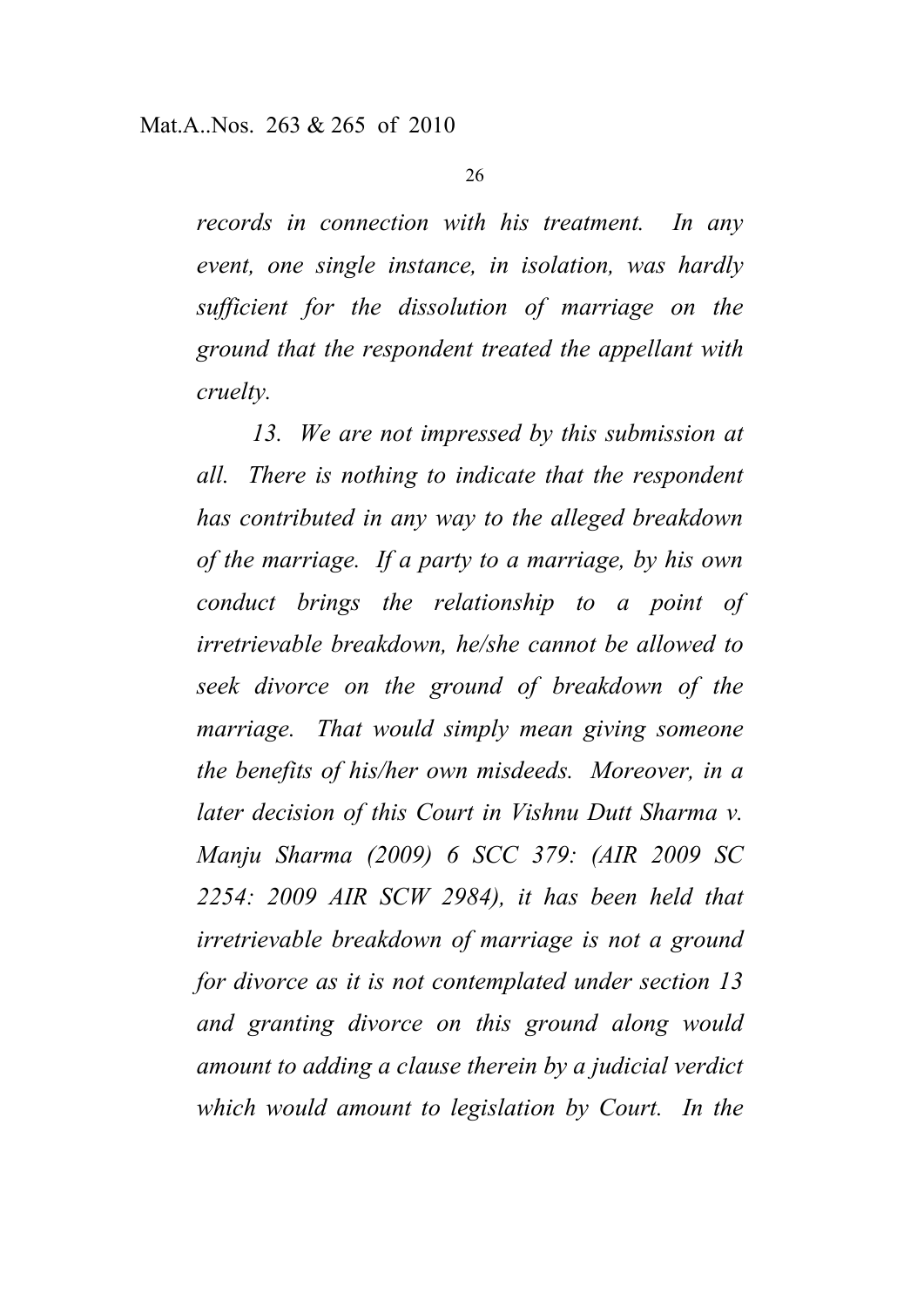*records in connection with his treatment. In any event, one single instance, in isolation, was hardly sufficient for the dissolution of marriage on the ground that the respondent treated the appellant with cruelty.*

*13. We are not impressed by this submission at all. There is nothing to indicate that the respondent has contributed in any way to the alleged breakdown of the marriage. If a party to a marriage, by his own conduct brings the relationship to a point of irretrievable breakdown, he/she cannot be allowed to seek divorce on the ground of breakdown of the marriage. That would simply mean giving someone the benefits of his/her own misdeeds. Moreover, in a later decision of this Court in Vishnu Dutt Sharma v. Manju Sharma (2009) 6 SCC 379: (AIR 2009 SC 2254: 2009 AIR SCW 2984), it has been held that irretrievable breakdown of marriage is not a ground for divorce as it is not contemplated under section 13 and granting divorce on this ground along would amount to adding a clause therein by a judicial verdict which would amount to legislation by Court. In the*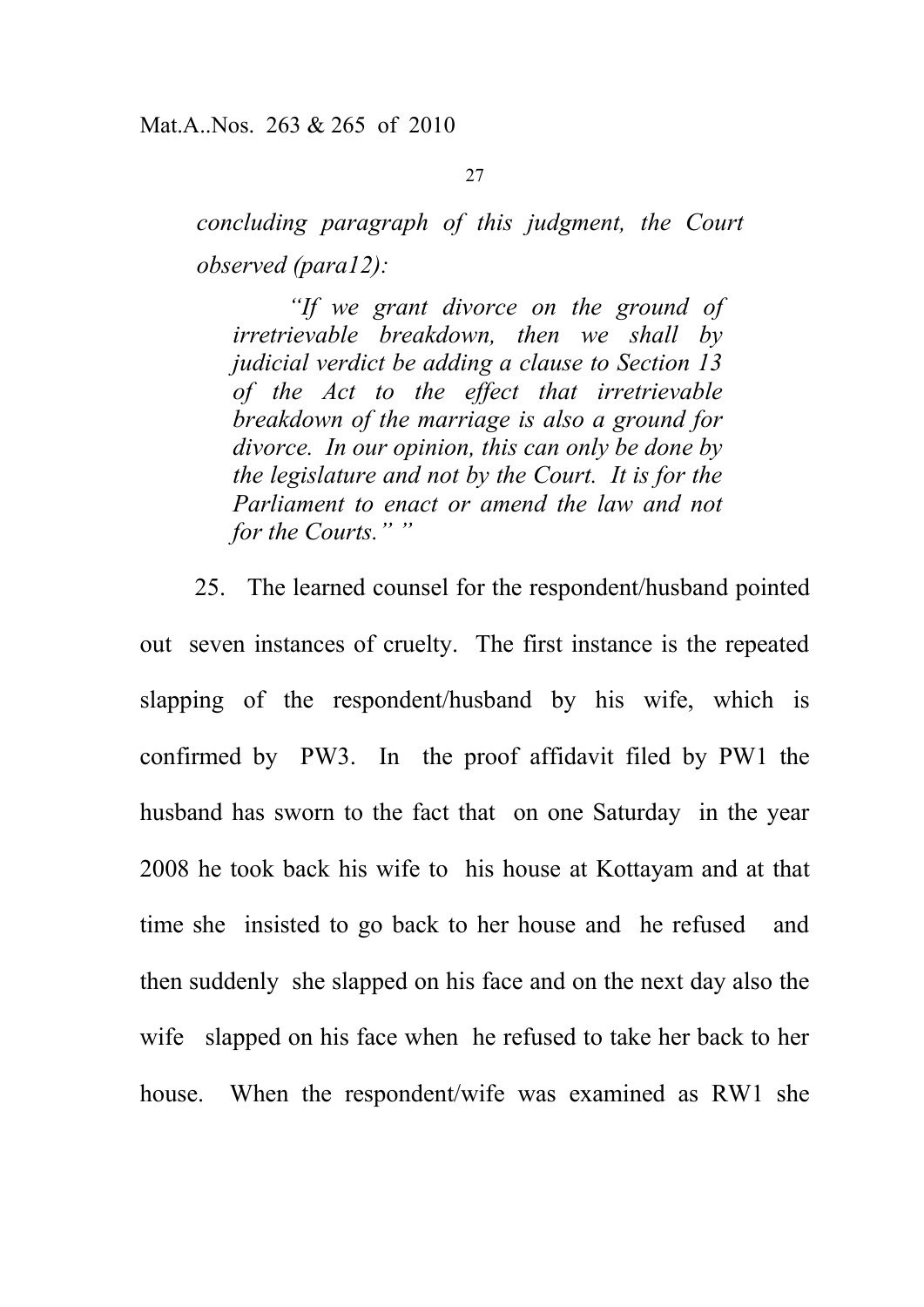*concluding paragraph of this judgment, the Court observed (para12):*

> *"If we grant divorce on the ground of irretrievable breakdown, then we shall by judicial verdict be adding a clause to Section 13 of the Act to the effect that irretrievable breakdown of the marriage is also a ground for divorce. In our opinion, this can only be done by the legislature and not by the Court. It is for the Parliament to enact or amend the law and not for the Courts." "*

25. The learned counsel for the respondent/husband pointed out seven instances of cruelty. The first instance is the repeated slapping of the respondent/husband by his wife, which is confirmed by PW3. In the proof affidavit filed by PW1 the husband has sworn to the fact that on one Saturday in the year 2008 he took back his wife to his house at Kottayam and at that time she insisted to go back to her house and he refused and then suddenly she slapped on his face and on the next day also the wife slapped on his face when he refused to take her back to her house. When the respondent/wife was examined as RW1 she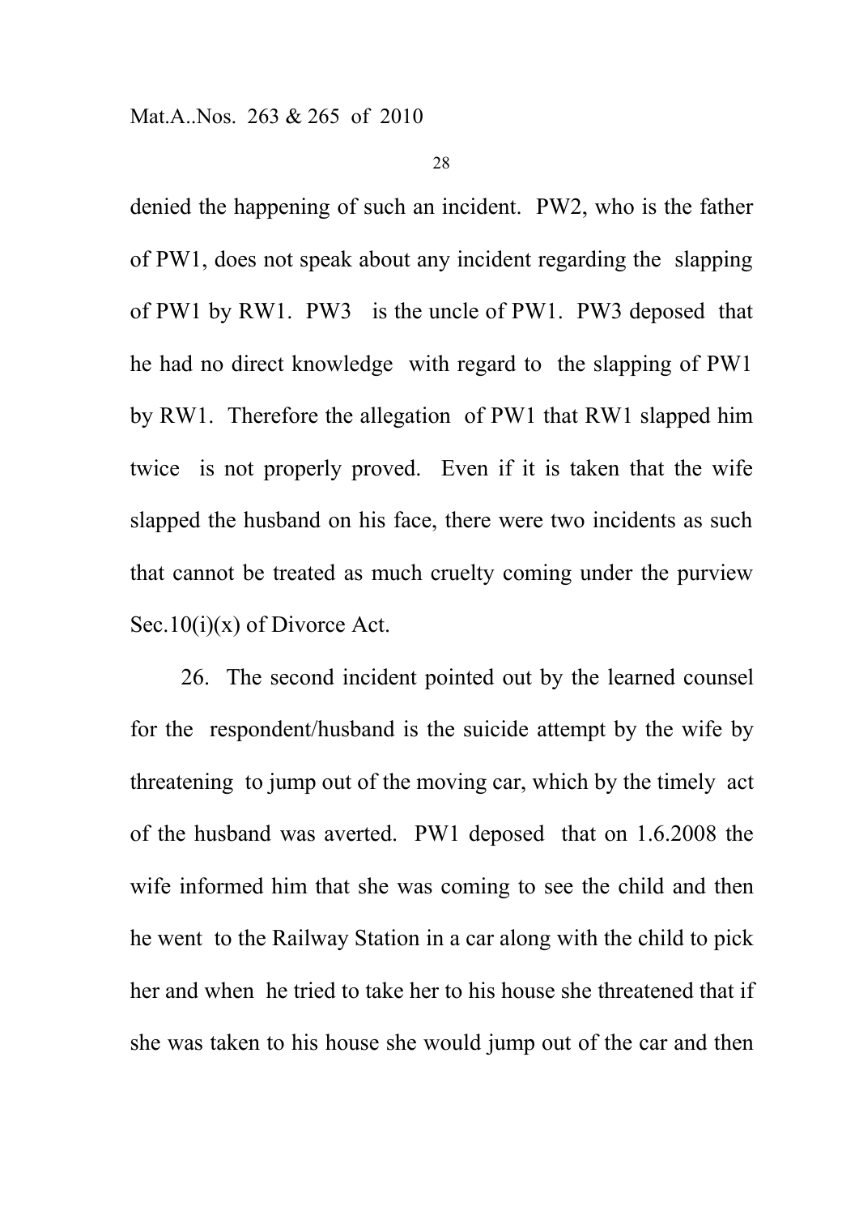denied the happening of such an incident. PW2, who is the father of PW1, does not speak about any incident regarding the slapping of PW1 by RW1. PW3 is the uncle of PW1. PW3 deposed that he had no direct knowledge with regard to the slapping of PW1 by RW1. Therefore the allegation of PW1 that RW1 slapped him twice is not properly proved. Even if it is taken that the wife slapped the husband on his face, there were two incidents as such that cannot be treated as much cruelty coming under the purview Sec.10(i)(x) of Divorce Act.

26. The second incident pointed out by the learned counsel for the respondent/husband is the suicide attempt by the wife by threatening to jump out of the moving car, which by the timely act of the husband was averted. PW1 deposed that on 1.6.2008 the wife informed him that she was coming to see the child and then he went to the Railway Station in a car along with the child to pick her and when he tried to take her to his house she threatened that if she was taken to his house she would jump out of the car and then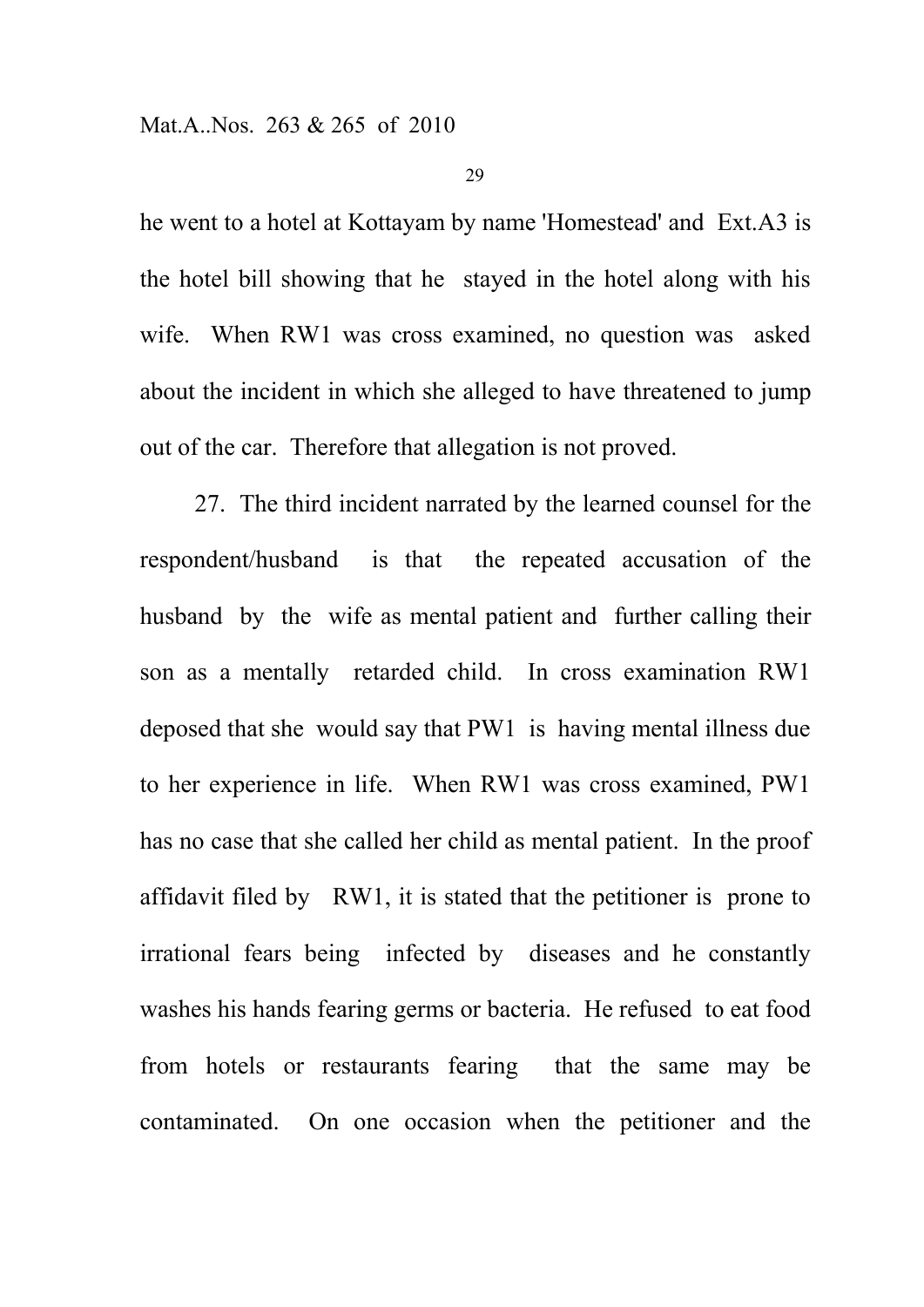he went to a hotel at Kottayam by name 'Homestead' and Ext.A3 is the hotel bill showing that he stayed in the hotel along with his wife. When RW1 was cross examined, no question was asked about the incident in which she alleged to have threatened to jump out of the car. Therefore that allegation is not proved.

27. The third incident narrated by the learned counsel for the respondent/husband is that the repeated accusation of the husband by the wife as mental patient and further calling their son as a mentally retarded child. In cross examination RW1 deposed that she would say that PW1 is having mental illness due to her experience in life. When RW1 was cross examined, PW1 has no case that she called her child as mental patient. In the proof affidavit filed by RW1, it is stated that the petitioner is prone to irrational fears being infected by diseases and he constantly washes his hands fearing germs or bacteria. He refused to eat food from hotels or restaurants fearing that the same may be contaminated. On one occasion when the petitioner and the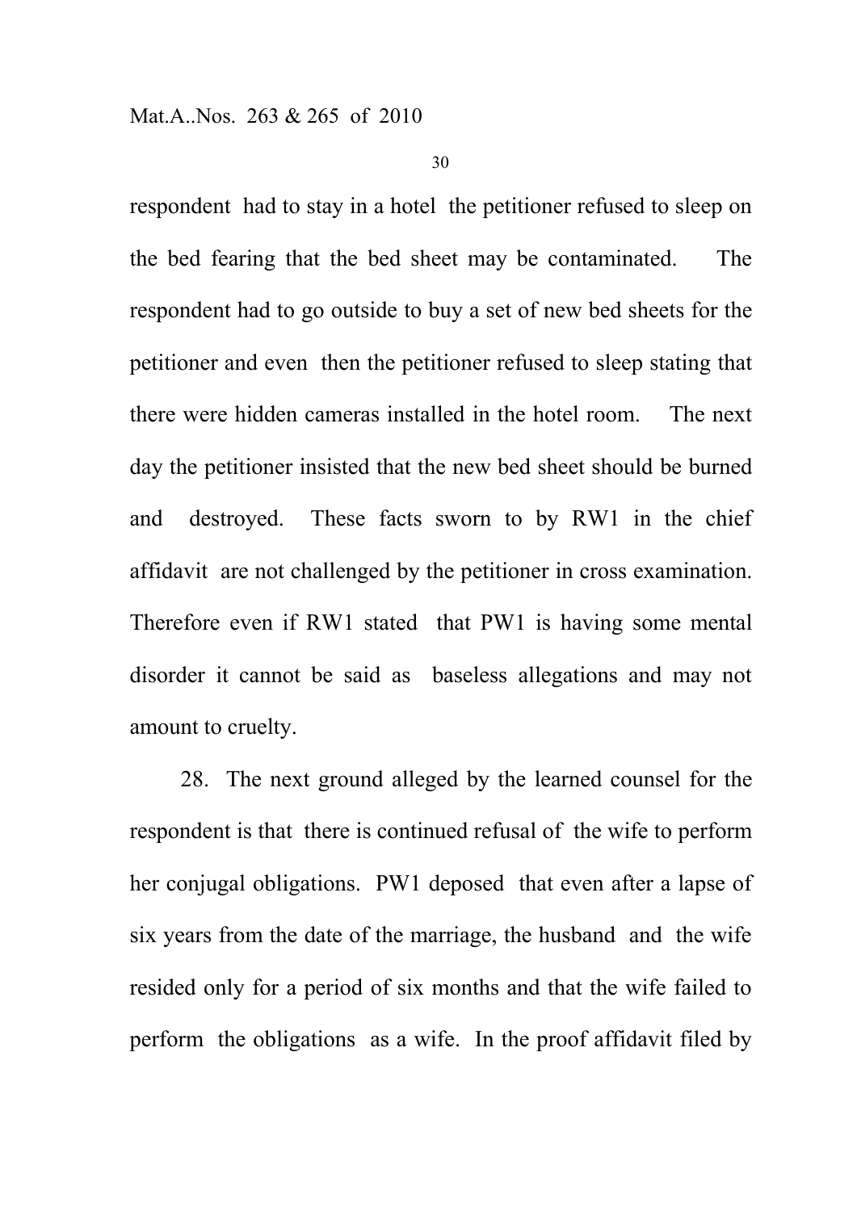respondent had to stay in a hotel the petitioner refused to sleep on the bed fearing that the bed sheet may be contaminated. The respondent had to go outside to buy a set of new bed sheets for the petitioner and even then the petitioner refused to sleep stating that there were hidden cameras installed in the hotel room. The next day the petitioner insisted that the new bed sheet should be burned and destroyed. These facts sworn to by RW1 in the chief affidavit are not challenged by the petitioner in cross examination. Therefore even if RW1 stated that PW1 is having some mental disorder it cannot be said as baseless allegations and may not amount to cruelty.

28. The next ground alleged by the learned counsel for the respondent is that there is continued refusal of the wife to perform her conjugal obligations. PW1 deposed that even after a lapse of six years from the date of the marriage, the husband and the wife resided only for a period of six months and that the wife failed to perform the obligations as a wife. In the proof affidavit filed by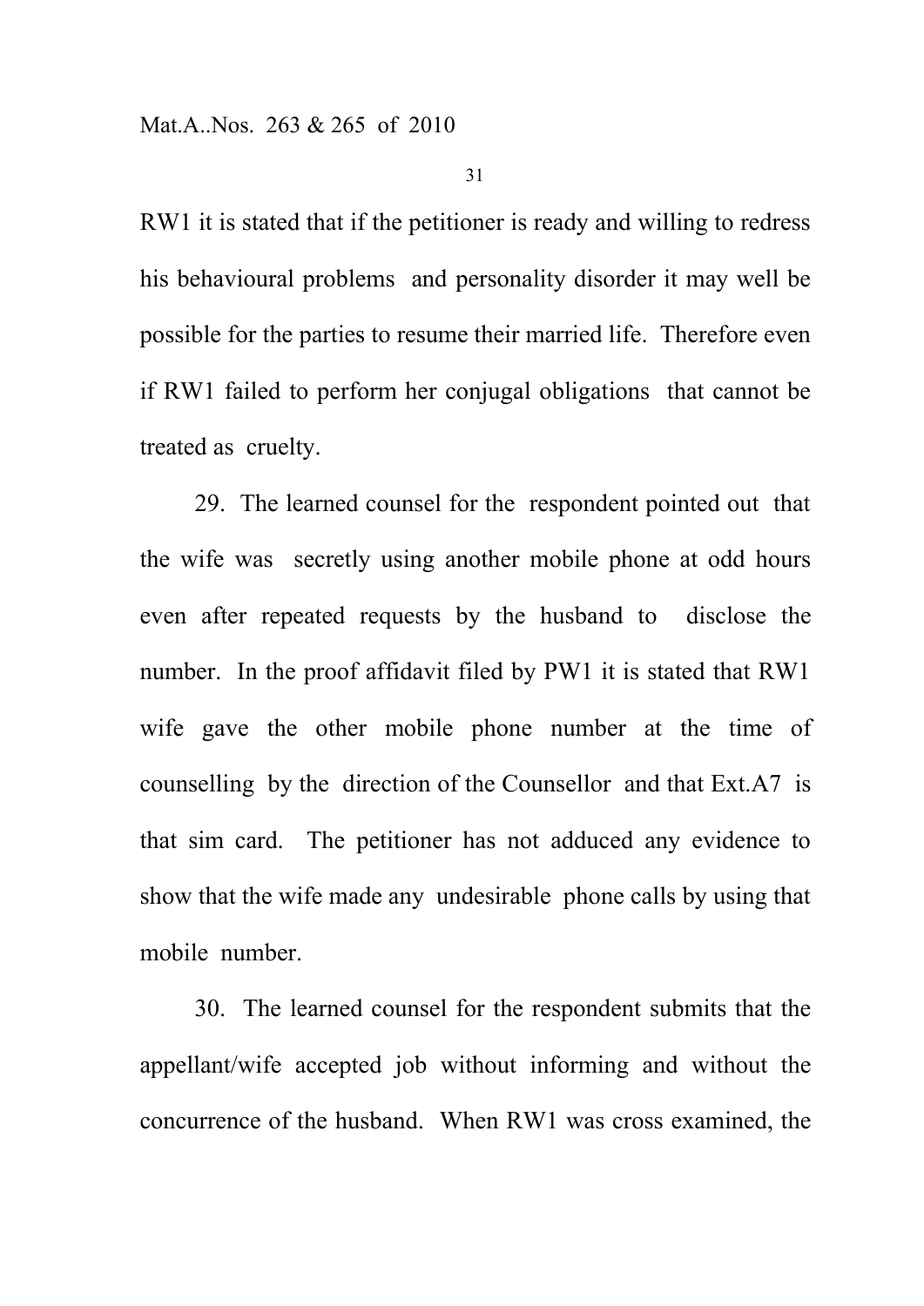RW1 it is stated that if the petitioner is ready and willing to redress his behavioural problems and personality disorder it may well be possible for the parties to resume their married life. Therefore even if RW1 failed to perform her conjugal obligations that cannot be treated as cruelty.

29. The learned counsel for the respondent pointed out that the wife was secretly using another mobile phone at odd hours even after repeated requests by the husband to disclose the number. In the proof affidavit filed by PW1 it is stated that RW1 wife gave the other mobile phone number at the time of counselling by the direction of the Counsellor and that Ext.A7 is that sim card. The petitioner has not adduced any evidence to show that the wife made any undesirable phone calls by using that mobile number.

30. The learned counsel for the respondent submits that the appellant/wife accepted job without informing and without the concurrence of the husband. When RW1 was cross examined, the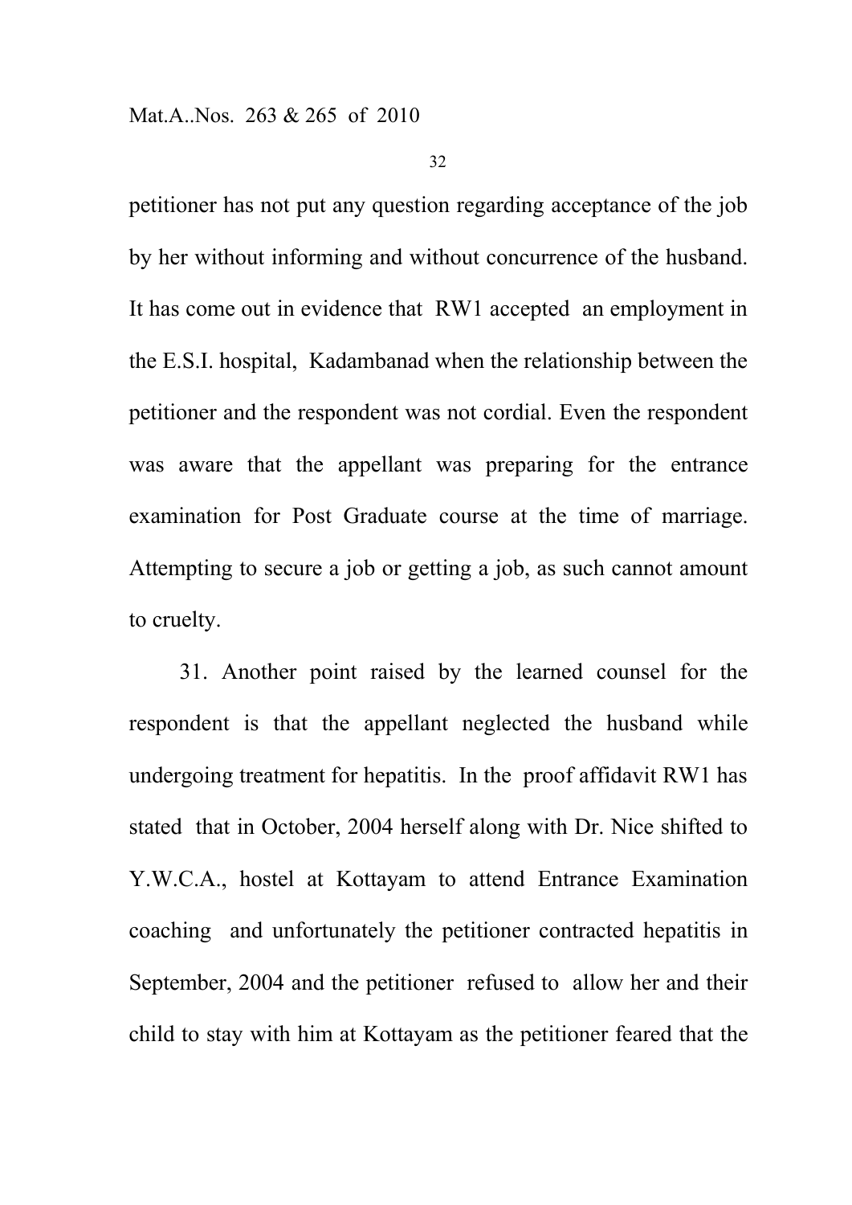petitioner has not put any question regarding acceptance of the job by her without informing and without concurrence of the husband. It has come out in evidence that RW1 accepted an employment in the E.S.I. hospital, Kadambanad when the relationship between the petitioner and the respondent was not cordial. Even the respondent was aware that the appellant was preparing for the entrance examination for Post Graduate course at the time of marriage. Attempting to secure a job or getting a job, as such cannot amount to cruelty.

31. Another point raised by the learned counsel for the respondent is that the appellant neglected the husband while undergoing treatment for hepatitis. In the proof affidavit RW1 has stated that in October, 2004 herself along with Dr. Nice shifted to Y.W.C.A., hostel at Kottayam to attend Entrance Examination coaching and unfortunately the petitioner contracted hepatitis in September, 2004 and the petitioner refused to allow her and their child to stay with him at Kottayam as the petitioner feared that the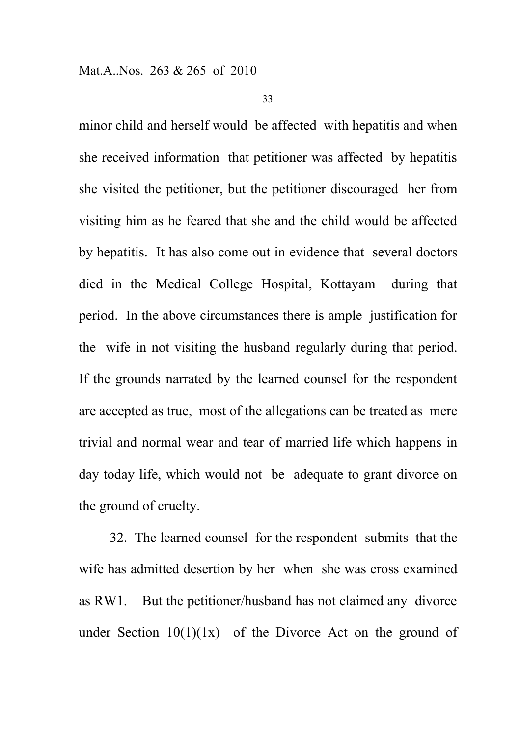minor child and herself would be affected with hepatitis and when she received information that petitioner was affected by hepatitis she visited the petitioner, but the petitioner discouraged her from visiting him as he feared that she and the child would be affected by hepatitis. It has also come out in evidence that several doctors died in the Medical College Hospital, Kottayam during that period. In the above circumstances there is ample justification for the wife in not visiting the husband regularly during that period. If the grounds narrated by the learned counsel for the respondent are accepted as true, most of the allegations can be treated as mere trivial and normal wear and tear of married life which happens in day today life, which would not be adequate to grant divorce on the ground of cruelty.

32. The learned counsel for the respondent submits that the wife has admitted desertion by her when she was cross examined as RW1. But the petitioner/husband has not claimed any divorce under Section 10(1)(1x) of the Divorce Act on the ground of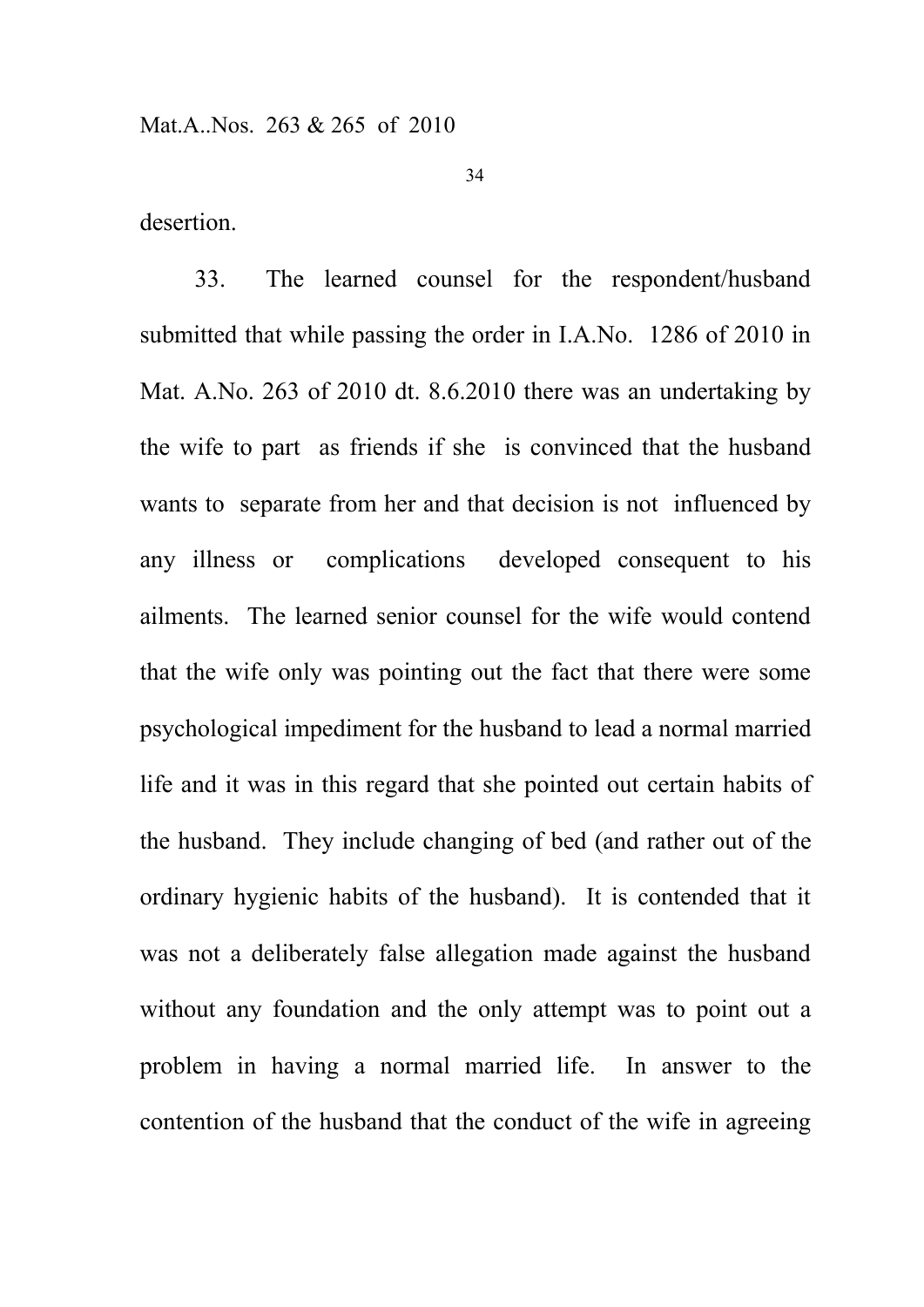desertion.

33. The learned counsel for the respondent/husband submitted that while passing the order in I.A.No. 1286 of 2010 in Mat. A.No. 263 of 2010 dt. 8.6.2010 there was an undertaking by the wife to part as friends if she is convinced that the husband wants to separate from her and that decision is not influenced by any illness or complications developed consequent to his ailments. The learned senior counsel for the wife would contend that the wife only was pointing out the fact that there were some psychological impediment for the husband to lead a normal married life and it was in this regard that she pointed out certain habits of the husband. They include changing of bed (and rather out of the ordinary hygienic habits of the husband). It is contended that it was not a deliberately false allegation made against the husband without any foundation and the only attempt was to point out a problem in having a normal married life. In answer to the contention of the husband that the conduct of the wife in agreeing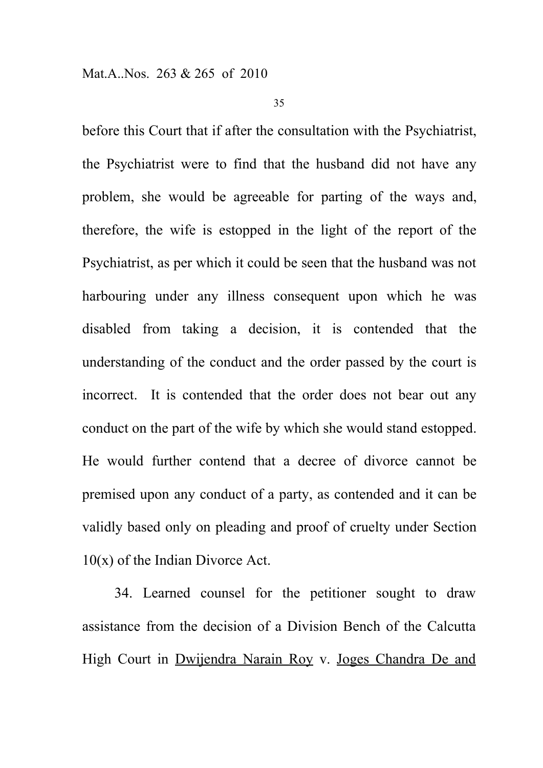before this Court that if after the consultation with the Psychiatrist, the Psychiatrist were to find that the husband did not have any problem, she would be agreeable for parting of the ways and, therefore, the wife is estopped in the light of the report of the Psychiatrist, as per which it could be seen that the husband was not harbouring under any illness consequent upon which he was disabled from taking a decision, it is contended that the understanding of the conduct and the order passed by the court is incorrect. It is contended that the order does not bear out any conduct on the part of the wife by which she would stand estopped. He would further contend that a decree of divorce cannot be premised upon any conduct of a party, as contended and it can be validly based only on pleading and proof of cruelty under Section 10(x) of the Indian Divorce Act.

34. Learned counsel for the petitioner sought to draw assistance from the decision of a Division Bench of the Calcutta High Court in <u>Dwijendra Narain Roy</u> v. <u>Joges Chandra De and</u>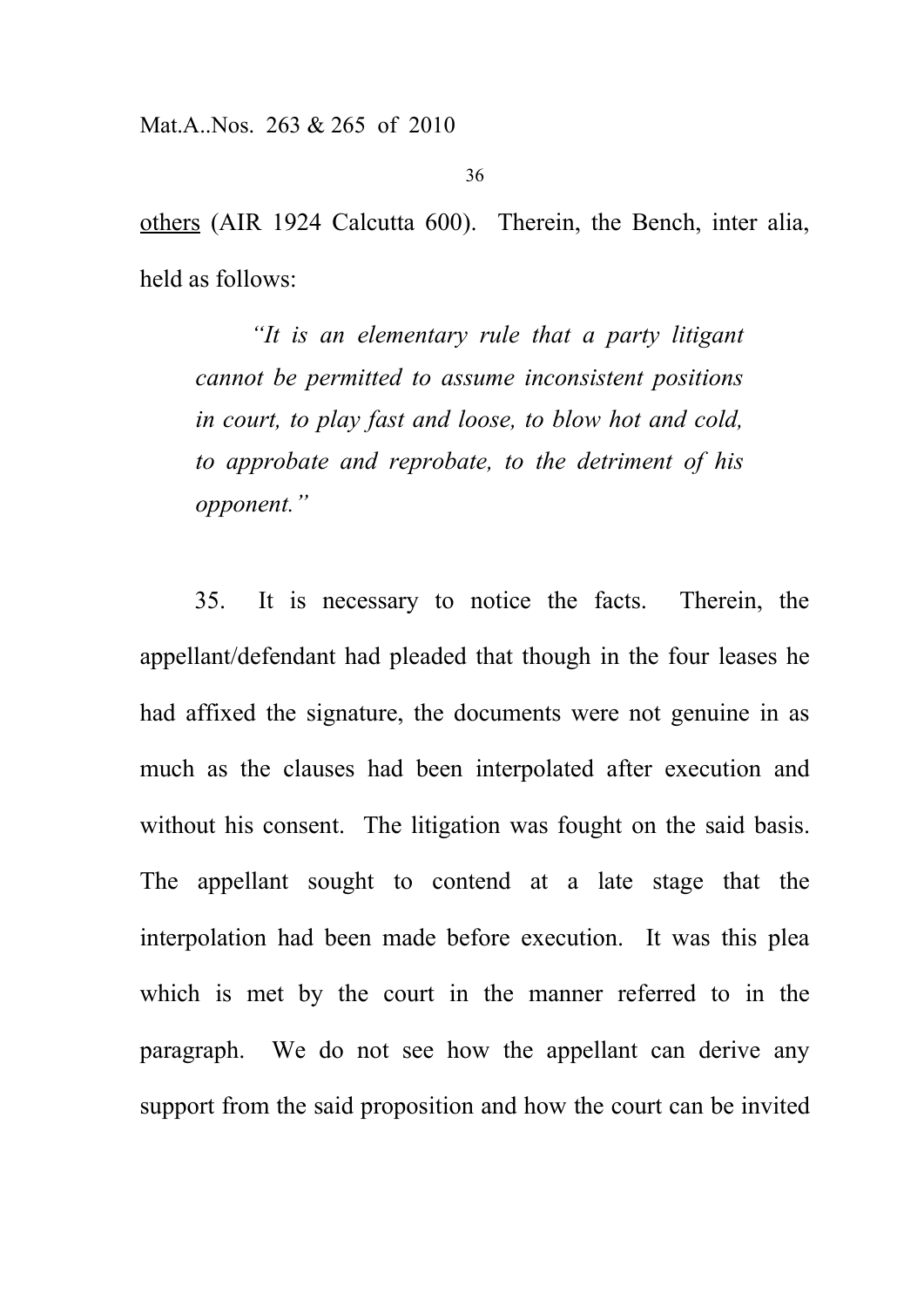others (AIR 1924 Calcutta 600). Therein, the Bench, inter alia, held as follows:

> *"It is an elementary rule that a party litigant cannot be permitted to assume inconsistent positions in court, to play fast and loose, to blow hot and cold, to approbate and reprobate, to the detriment of his opponent."*

35. It is necessary to notice the facts. Therein, the appellant/defendant had pleaded that though in the four leases he had affixed the signature, the documents were not genuine in as much as the clauses had been interpolated after execution and without his consent. The litigation was fought on the said basis. The appellant sought to contend at a late stage that the interpolation had been made before execution. It was this plea which is met by the court in the manner referred to in the paragraph. We do not see how the appellant can derive any support from the said proposition and how the court can be invited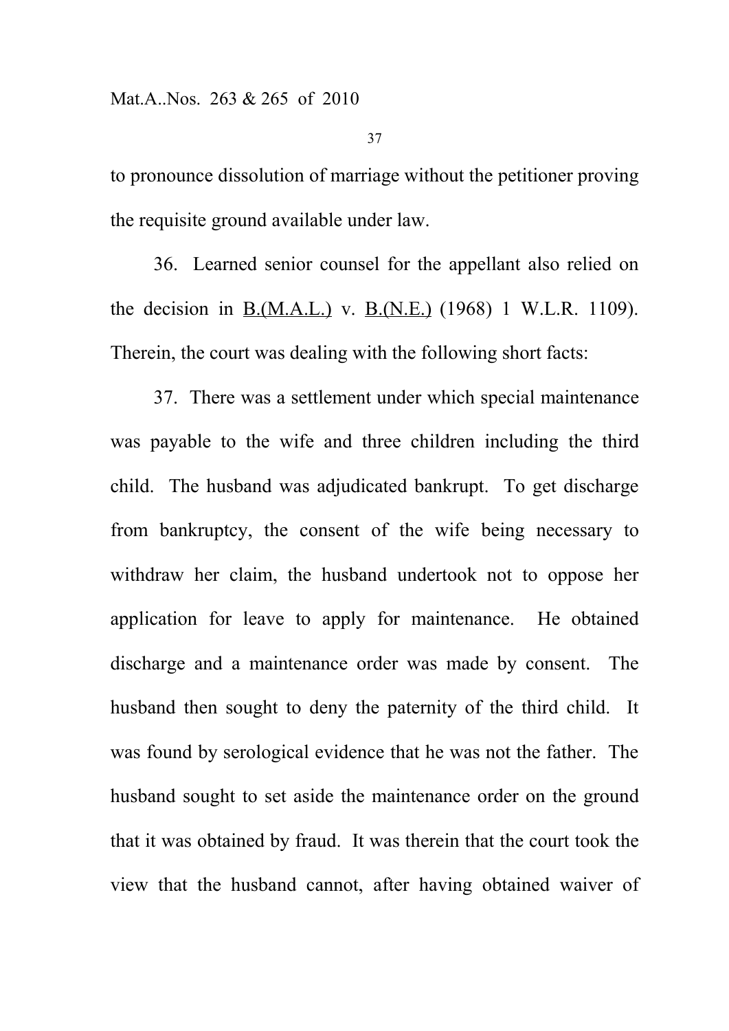to pronounce dissolution of marriage without the petitioner proving the requisite ground available under law.

36. Learned senior counsel for the appellant also relied on the decision in B.(M.A.L.) v. B.(N.E.) (1968) 1 W.L.R. 1109). Therein, the court was dealing with the following short facts:

37. There was a settlement under which special maintenance was payable to the wife and three children including the third child. The husband was adjudicated bankrupt. To get discharge from bankruptcy, the consent of the wife being necessary to withdraw her claim, the husband undertook not to oppose her application for leave to apply for maintenance. He obtained discharge and a maintenance order was made by consent. The husband then sought to deny the paternity of the third child. It was found by serological evidence that he was not the father. The husband sought to set aside the maintenance order on the ground that it was obtained by fraud. It was therein that the court took the view that the husband cannot, after having obtained waiver of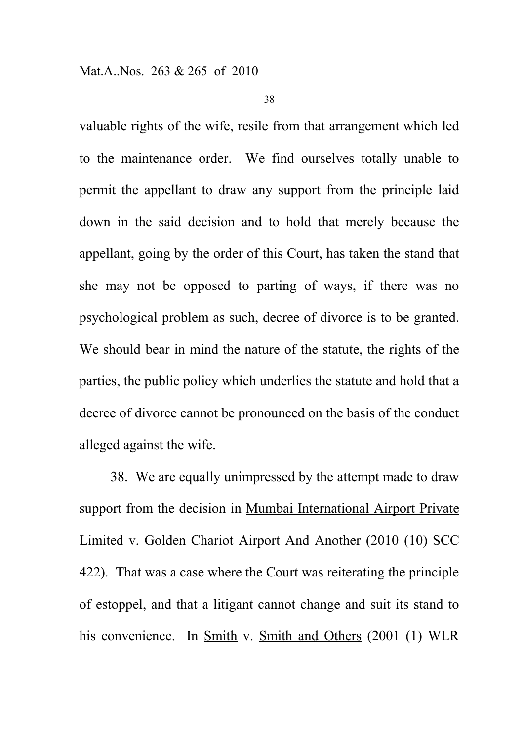valuable rights of the wife, resile from that arrangement which led to the maintenance order. We find ourselves totally unable to permit the appellant to draw any support from the principle laid down in the said decision and to hold that merely because the appellant, going by the order of this Court, has taken the stand that she may not be opposed to parting of ways, if there was no psychological problem as such, decree of divorce is to be granted. We should bear in mind the nature of the statute, the rights of the parties, the public policy which underlies the statute and hold that a decree of divorce cannot be pronounced on the basis of the conduct alleged against the wife.

38. We are equally unimpressed by the attempt made to draw support from the decision in Mumbai International Airport Private Limited v. Golden Chariot Airport And Another (2010 (10) SCC 422). That was a case where the Court was reiterating the principle of estoppel, and that a litigant cannot change and suit its stand to his convenience. In Smith v. Smith and Others (2001 (1) WLR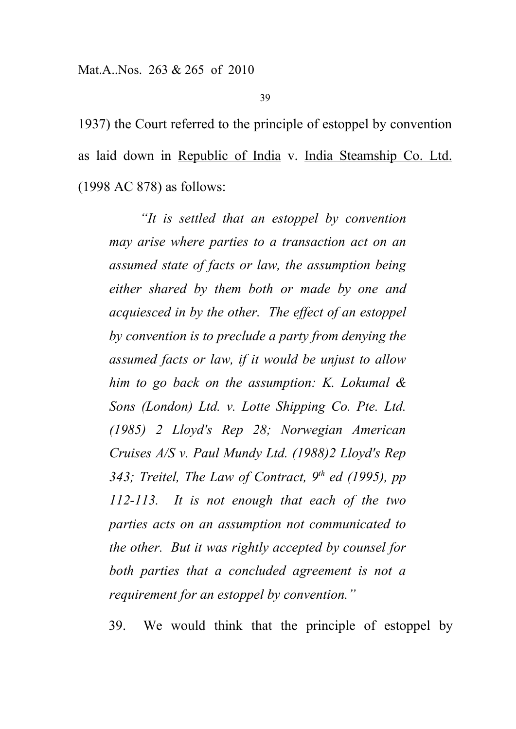1937) the Court referred to the principle of estoppel by convention as laid down in Republic of India v. India Steamship Co. Ltd. (1998 AC 878) as follows:

> *"It is settled that an estoppel by convention may arise where parties to a transaction act on an assumed state of facts or law, the assumption being either shared by them both or made by one and acquiesced in by the other. The effect of an estoppel by convention is to preclude a party from denying the assumed facts or law, if it would be unjust to allow him to go back on the assumption: K. Lokumal & Sons (London) Ltd. v. Lotte Shipping Co. Pte. Ltd. (1985) 2 Lloyd's Rep 28; Norwegian American Cruises A/S v. Paul Mundy Ltd. (1988)2 Lloyd's Rep 343; Treitel, The Law of Contract, 9th ed (1995), pp 112-113. It is not enough that each of the two parties acts on an assumption not communicated to the other. But it was rightly accepted by counsel for both parties that a concluded agreement is not a requirement for an estoppel by convention."*

39. We would think that the principle of estoppel by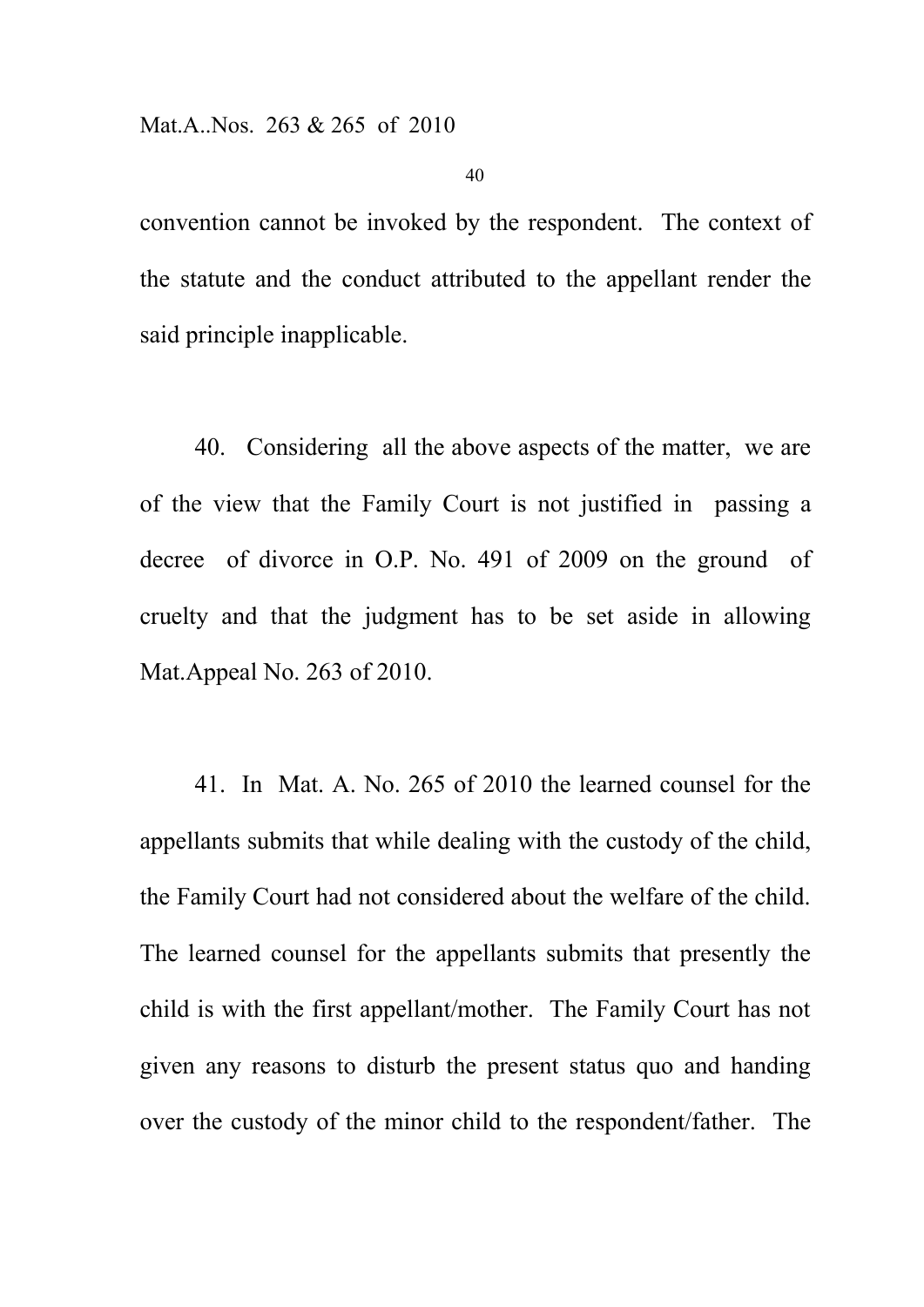convention cannot be invoked by the respondent. The context of the statute and the conduct attributed to the appellant render the said principle inapplicable.

40. Considering all the above aspects of the matter, we are of the view that the Family Court is not justified in passing a decree of divorce in O.P. No. 491 of 2009 on the ground of cruelty and that the judgment has to be set aside in allowing Mat.Appeal No. 263 of 2010.

41. In Mat. A. No. 265 of 2010 the learned counsel for the appellants submits that while dealing with the custody of the child, the Family Court had not considered about the welfare of the child. The learned counsel for the appellants submits that presently the child is with the first appellant/mother. The Family Court has not given any reasons to disturb the present status quo and handing over the custody of the minor child to the respondent/father. The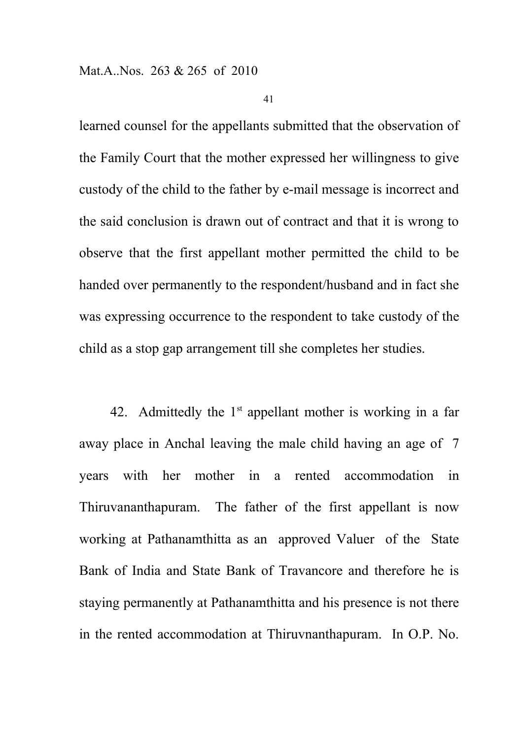learned counsel for the appellants submitted that the observation of the Family Court that the mother expressed her willingness to give custody of the child to the father by e-mail message is incorrect and the said conclusion is drawn out of contract and that it is wrong to observe that the first appellant mother permitted the child to be handed over permanently to the respondent/husband and in fact she was expressing occurrence to the respondent to take custody of the child as a stop gap arrangement till she completes her studies.

42. Admittedly the 1st appellant mother is working in a far away place in Anchal leaving the male child having an age of 7 years with her mother in a rented accommodation in Thiruvananthapuram. The father of the first appellant is now working at Pathanamthitta as an approved Valuer of the State Bank of India and State Bank of Travancore and therefore he is staying permanently at Pathanamthitta and his presence is not there in the rented accommodation at Thiruvnanthapuram. In O.P. No.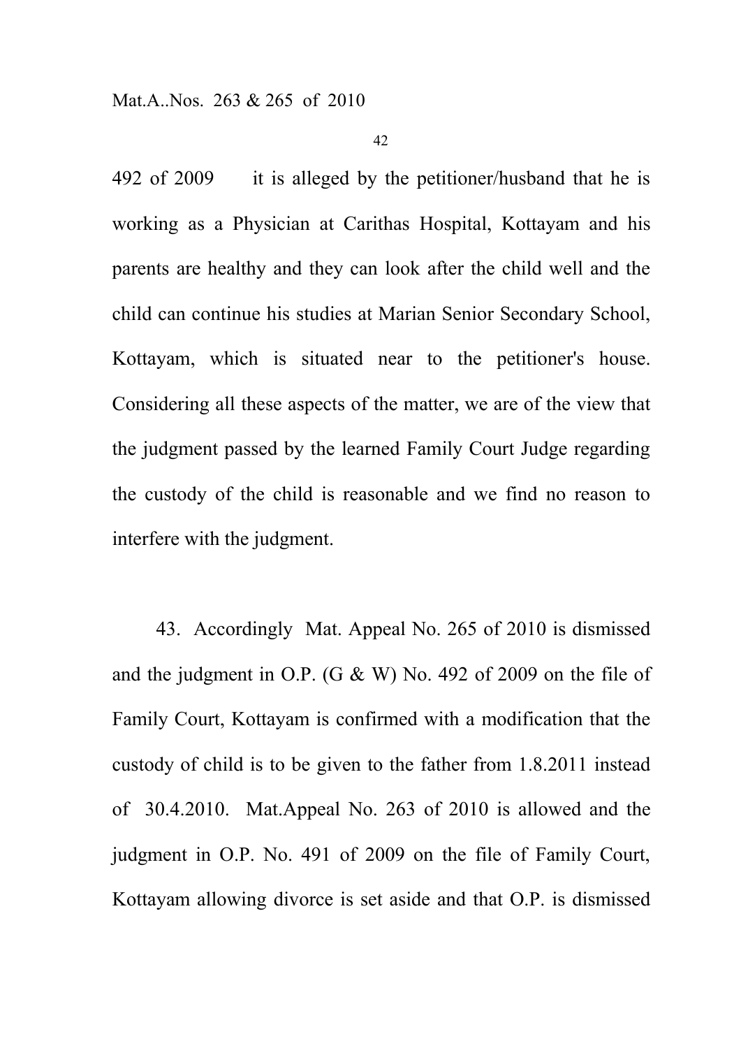492 of 2009 it is alleged by the petitioner/husband that he is working as a Physician at Carithas Hospital, Kottayam and his parents are healthy and they can look after the child well and the child can continue his studies at Marian Senior Secondary School, Kottayam, which is situated near to the petitioner's house. Considering all these aspects of the matter, we are of the view that the judgment passed by the learned Family Court Judge regarding the custody of the child is reasonable and we find no reason to interfere with the judgment.

43. Accordingly Mat. Appeal No. 265 of 2010 is dismissed and the judgment in O.P. (G & W) No. 492 of 2009 on the file of Family Court, Kottayam is confirmed with a modification that the custody of child is to be given to the father from 1.8.2011 instead of 30.4.2010. Mat.Appeal No. 263 of 2010 is allowed and the judgment in O.P. No. 491 of 2009 on the file of Family Court, Kottayam allowing divorce is set aside and that O.P. is dismissed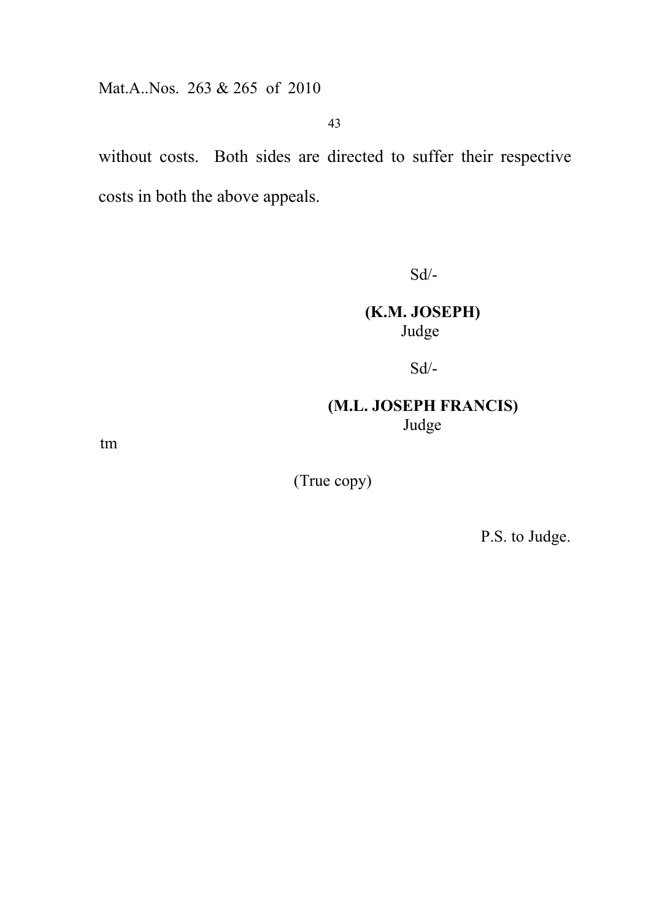without costs. Both sides are directed to suffer their respective costs in both the above appeals.

Sd/-

**(K.M. JOSEPH)**
Judge

Sd/-

**(M.L. JOSEPH FRANCIS)**
Judge

tm

(True copy)

P.S. to Judge.